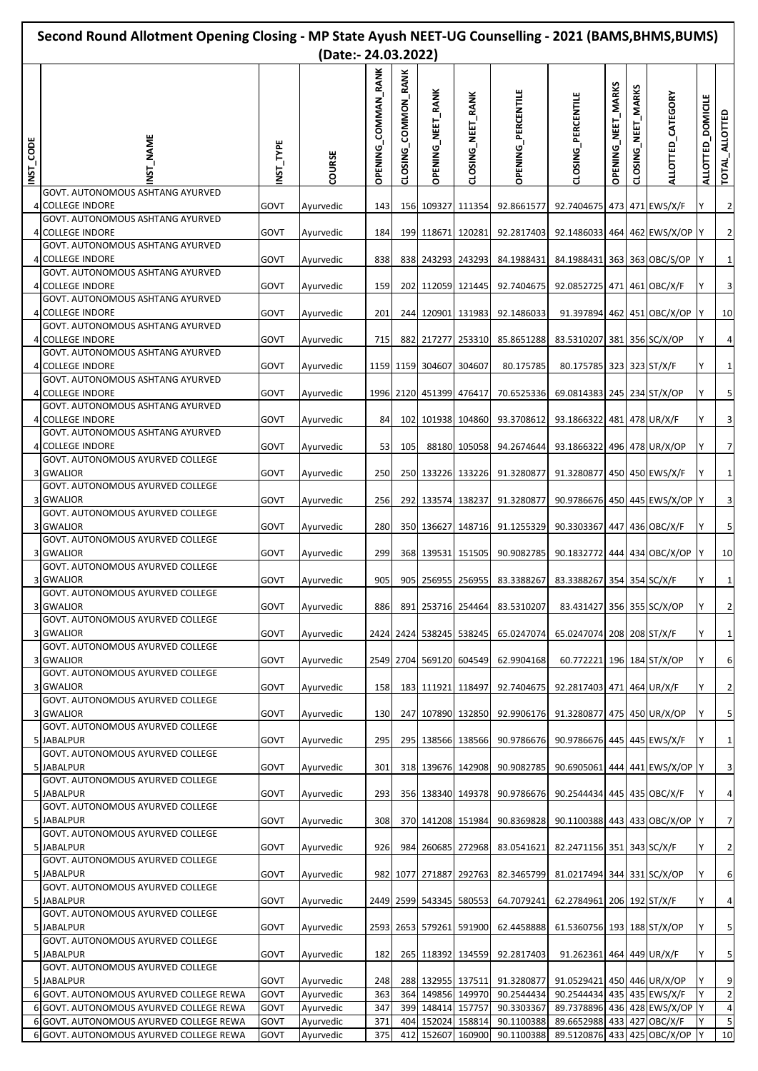# Second Round Allotment Opening Closing - MP State Ayush NEET-UG Counselling - 2021 (BAMS,BHMS,BUMS) (Date:- 24.03.2022)

| INST_CODE | INST_NAME | INST_TYPE | COURSE | OPENING_COMMAN_RANK | CLOSING_COMMON_RANK | OPENING_NEET_RANK | CLOSING_NEET_RANK | OPENING_PERCENTILE | CLOSING_PERCENTILE | OPENING_NEET_MARKS | CLOSING_NEET_MARKS | ALLOTTED_CATEGORY | ALLOTTED_DOMICILE | TOTAL_ALLOTTED |
|---|---|---|---|---|---|---|---|---|---|---|---|---|---|---|
| 4 | GOVT. AUTONOMOUS ASHTANG AYURVED COLLEGE INDORE | GOVT | Ayurvedic | 143 | 156 | 109327 | 111354 | 92.8661577 | 92.7404675 | 473 | 471 | EWS/X/F | Y | 2 |
| 4 | GOVT. AUTONOMOUS ASHTANG AYURVED COLLEGE INDORE | GOVT | Ayurvedic | 184 | 199 | 118671 | 120281 | 92.2817403 | 92.1486033 | 464 | 462 | EWS/X/OP | Y | 2 |
| 4 | GOVT. AUTONOMOUS ASHTANG AYURVED COLLEGE INDORE | GOVT | Ayurvedic | 838 | 838 | 243293 | 243293 | 84.1988431 | 84.1988431 | 363 | 363 | OBC/S/OP | Y | 1 |
| 4 | GOVT. AUTONOMOUS ASHTANG AYURVED COLLEGE INDORE | GOVT | Ayurvedic | 159 | 202 | 112059 | 121445 | 92.7404675 | 92.0852725 | 471 | 461 | OBC/X/F | Y | 3 |
| 4 | GOVT. AUTONOMOUS ASHTANG AYURVED COLLEGE INDORE | GOVT | Ayurvedic | 201 | 244 | 120901 | 131983 | 92.1486033 | 91.397894 | 462 | 451 | OBC/X/OP | Y | 10 |
| 4 | GOVT. AUTONOMOUS ASHTANG AYURVED COLLEGE INDORE | GOVT | Ayurvedic | 715 | 882 | 217277 | 253310 | 85.8651288 | 83.5310207 | 381 | 356 | SC/X/OP | Y | 4 |
| 4 | GOVT. AUTONOMOUS ASHTANG AYURVED COLLEGE INDORE | GOVT | Ayurvedic | 1159 | 1159 | 304607 | 304607 | 80.175785 | 80.175785 | 323 | 323 | ST/X/F | Y | 1 |
| 4 | GOVT. AUTONOMOUS ASHTANG AYURVED COLLEGE INDORE | GOVT | Ayurvedic | 1996 | 2120 | 451399 | 476417 | 70.6525336 | 69.0814383 | 245 | 234 | ST/X/OP | Y | 5 |
| 4 | GOVT. AUTONOMOUS ASHTANG AYURVED COLLEGE INDORE | GOVT | Ayurvedic | 84 | 102 | 101938 | 104860 | 93.3708612 | 93.1866322 | 481 | 478 | UR/X/F | Y | 3 |
| 4 | GOVT. AUTONOMOUS ASHTANG AYURVED COLLEGE INDORE | GOVT | Ayurvedic | 53 | 105 | 88180 | 105058 | 94.2674644 | 93.1866322 | 496 | 478 | UR/X/OP | Y | 7 |
| 3 | GOVT. AUTONOMOUS AYURVED COLLEGE GWALIOR | GOVT | Ayurvedic | 250 | 250 | 133226 | 133226 | 91.3280877 | 91.3280877 | 450 | 450 | EWS/X/F | Y | 1 |
| 3 | GOVT. AUTONOMOUS AYURVED COLLEGE GWALIOR | GOVT | Ayurvedic | 256 | 292 | 133574 | 138237 | 91.3280877 | 90.9786676 | 450 | 445 | EWS/X/OP | Y | 3 |
| 3 | GOVT. AUTONOMOUS AYURVED COLLEGE GWALIOR | GOVT | Ayurvedic | 280 | 350 | 136627 | 148716 | 91.1255329 | 90.3303367 | 447 | 436 | OBC/X/F | Y | 5 |
| 3 | GOVT. AUTONOMOUS AYURVED COLLEGE GWALIOR | GOVT | Ayurvedic | 299 | 368 | 139531 | 151505 | 90.9082785 | 90.1832772 | 444 | 434 | OBC/X/OP | Y | 10 |
| 3 | GOVT. AUTONOMOUS AYURVED COLLEGE GWALIOR | GOVT | Ayurvedic | 905 | 905 | 256955 | 256955 | 83.3388267 | 83.3388267 | 354 | 354 | SC/X/F | Y | 1 |
| 3 | GOVT. AUTONOMOUS AYURVED COLLEGE GWALIOR | GOVT | Ayurvedic | 886 | 891 | 253716 | 254464 | 83.5310207 | 83.431427 | 356 | 355 | SC/X/OP | Y | 2 |
| 3 | GOVT. AUTONOMOUS AYURVED COLLEGE GWALIOR | GOVT | Ayurvedic | 2424 | 2424 | 538245 | 538245 | 65.0247074 | 65.0247074 | 208 | 208 | ST/X/F | Y | 1 |
| 3 | GOVT. AUTONOMOUS AYURVED COLLEGE GWALIOR | GOVT | Ayurvedic | 2549 | 2704 | 569120 | 604549 | 62.9904168 | 60.772221 | 196 | 184 | ST/X/OP | Y | 6 |
| 3 | GOVT. AUTONOMOUS AYURVED COLLEGE GWALIOR | GOVT | Ayurvedic | 158 | 183 | 111921 | 118497 | 92.7404675 | 92.2817403 | 471 | 464 | UR/X/F | Y | 2 |
| 3 | GOVT. AUTONOMOUS AYURVED COLLEGE GWALIOR | GOVT | Ayurvedic | 130 | 247 | 107890 | 132850 | 92.9906176 | 91.3280877 | 475 | 450 | UR/X/OP | Y | 5 |
| 5 | GOVT. AUTONOMOUS AYURVED COLLEGE JABALPUR | GOVT | Ayurvedic | 295 | 295 | 138566 | 138566 | 90.9786676 | 90.9786676 | 445 | 445 | EWS/X/F | Y | 1 |
| 5 | GOVT. AUTONOMOUS AYURVED COLLEGE JABALPUR | GOVT | Ayurvedic | 301 | 318 | 139676 | 142908 | 90.9082785 | 90.6905061 | 444 | 441 | EWS/X/OP | Y | 3 |
| 5 | GOVT. AUTONOMOUS AYURVED COLLEGE JABALPUR | GOVT | Ayurvedic | 293 | 356 | 138340 | 149378 | 90.9786676 | 90.2544434 | 445 | 435 | OBC/X/F | Y | 4 |
| 5 | GOVT. AUTONOMOUS AYURVED COLLEGE JABALPUR | GOVT | Ayurvedic | 308 | 370 | 141208 | 151984 | 90.8369828 | 90.1100388 | 443 | 433 | OBC/X/OP | Y | 7 |
| 5 | GOVT. AUTONOMOUS AYURVED COLLEGE JABALPUR | GOVT | Ayurvedic | 926 | 984 | 260685 | 272968 | 83.0541621 | 82.2471156 | 351 | 343 | SC/X/F | Y | 2 |
| 5 | GOVT. AUTONOMOUS AYURVED COLLEGE JABALPUR | GOVT | Ayurvedic | 982 | 1077 | 271887 | 292763 | 82.3465799 | 81.0217494 | 344 | 331 | SC/X/OP | Y | 6 |
| 5 | GOVT. AUTONOMOUS AYURVED COLLEGE JABALPUR | GOVT | Ayurvedic | 2449 | 2599 | 543345 | 580553 | 64.7079241 | 62.2784961 | 206 | 192 | ST/X/F | Y | 4 |
| 5 | GOVT. AUTONOMOUS AYURVED COLLEGE JABALPUR | GOVT | Ayurvedic | 2593 | 2653 | 579261 | 591900 | 62.4458888 | 61.5360756 | 193 | 188 | ST/X/OP | Y | 5 |
| 5 | GOVT. AUTONOMOUS AYURVED COLLEGE JABALPUR | GOVT | Ayurvedic | 182 | 265 | 118392 | 134559 | 92.2817403 | 91.262361 | 464 | 449 | UR/X/F | Y | 5 |
| 5 | GOVT. AUTONOMOUS AYURVED COLLEGE JABALPUR | GOVT | Ayurvedic | 248 | 288 | 132955 | 137511 | 91.3280877 | 91.0529421 | 450 | 446 | UR/X/OP | Y | 9 |
| 6 | GOVT. AUTONOMOUS AYURVED COLLEGE REWA | GOVT | Ayurvedic | 363 | 364 | 149856 | 149970 | 90.2544434 | 90.2544434 | 435 | 435 | EWS/X/F | Y | 2 |
| 6 | GOVT. AUTONOMOUS AYURVED COLLEGE REWA | GOVT | Ayurvedic | 347 | 399 | 148414 | 157757 | 90.3303367 | 89.7378896 | 436 | 428 | EWS/X/OP | Y | 4 |
| 6 | GOVT. AUTONOMOUS AYURVED COLLEGE REWA | GOVT | Ayurvedic | 371 | 404 | 152024 | 158814 | 90.1100388 | 89.6652988 | 433 | 427 | OBC/X/F | Y | 5 |
| 6 | GOVT. AUTONOMOUS AYURVED COLLEGE REWA | GOVT | Ayurvedic | 375 | 412 | 152607 | 160900 | 90.1100388 | 89.5120876 | 433 | 425 | OBC/X/OP | Y | 10 |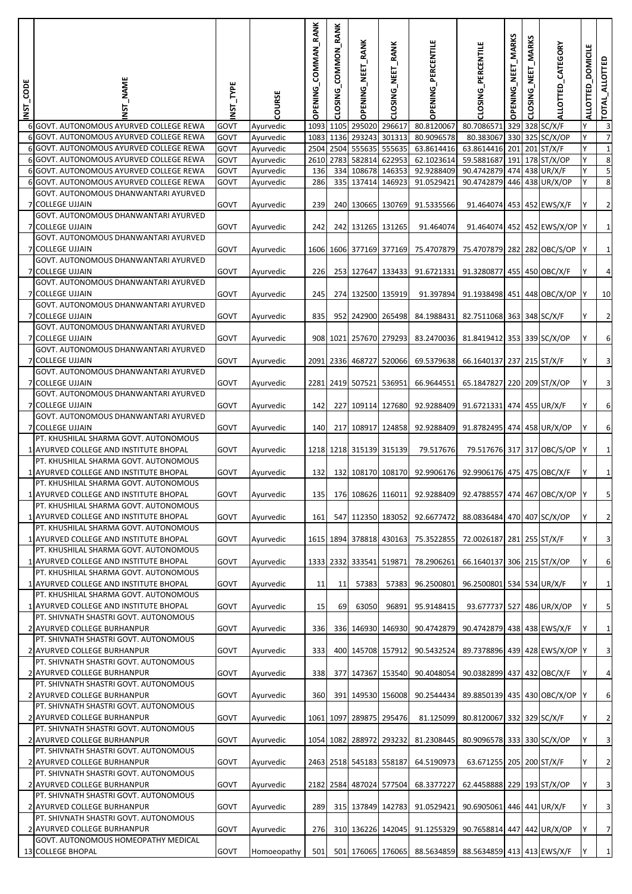| INST_CODE | INST_NAME | INST_TYPE | COURSE | OPENING_COMMAN_RANK | CLOSING_COMMON_RANK | OPENING_NEET_RANK | CLOSING_NEET_RANK | OPENING_PERCENTILE | CLOSING_PERCENTILE | OPENING_NEET_MARKS | CLOSING_NEET_MARKS | ALLOTTED_CATEGORY | ALLOTTED_DOMICILE | TOTAL_ALLOTTED |
|---|---|---|---|---|---|---|---|---|---|---|---|---|---|---|
| 6 | GOVT. AUTONOMOUS AYURVED COLLEGE REWA | GOVT | Ayurvedic | 1093 | 1105 | 295020 | 296617 | 80.8120067 | 80.7086571 | 329 | 328 | SC/X/F | Y | 3 |
| 6 | GOVT. AUTONOMOUS AYURVED COLLEGE REWA | GOVT | Ayurvedic | 1083 | 1136 | 293243 | 301313 | 80.9096578 | 80.383067 | 330 | 325 | SC/X/OP | Y | 7 |
| 6 | GOVT. AUTONOMOUS AYURVED COLLEGE REWA | GOVT | Ayurvedic | 2504 | 2504 | 555635 | 555635 | 63.8614416 | 63.8614416 | 201 | 201 | ST/X/F | Y | 1 |
| 6 | GOVT. AUTONOMOUS AYURVED COLLEGE REWA | GOVT | Ayurvedic | 2610 | 2783 | 582814 | 622953 | 62.1023614 | 59.5881687 | 191 | 178 | ST/X/OP | Y | 8 |
| 6 | GOVT. AUTONOMOUS AYURVED COLLEGE REWA | GOVT | Ayurvedic | 136 | 334 | 108678 | 146353 | 92.9288409 | 90.4742879 | 474 | 438 | UR/X/F | Y | 5 |
| 6 | GOVT. AUTONOMOUS AYURVED COLLEGE REWA | GOVT | Ayurvedic | 286 | 335 | 137414 | 146923 | 91.0529421 | 90.4742879 | 446 | 438 | UR/X/OP | Y | 8 |
| 7 | GOVT. AUTONOMOUS DHANWANTARI AYURVED COLLEGE UJJAIN | GOVT | Ayurvedic | 239 | 240 | 130665 | 130769 | 91.5335566 | 91.464074 | 453 | 452 | EWS/X/F | Y | 2 |
| 7 | GOVT. AUTONOMOUS DHANWANTARI AYURVED COLLEGE UJJAIN | GOVT | Ayurvedic | 242 | 242 | 131265 | 131265 | 91.464074 | 91.464074 | 452 | 452 | EWS/X/OP | Y | 1 |
| 7 | GOVT. AUTONOMOUS DHANWANTARI AYURVED COLLEGE UJJAIN | GOVT | Ayurvedic | 1606 | 1606 | 377169 | 377169 | 75.4707879 | 75.4707879 | 282 | 282 | OBC/S/OP | Y | 1 |
| 7 | GOVT. AUTONOMOUS DHANWANTARI AYURVED COLLEGE UJJAIN | GOVT | Ayurvedic | 226 | 253 | 127647 | 133433 | 91.6721331 | 91.3280877 | 455 | 450 | OBC/X/F | Y | 4 |
| 7 | GOVT. AUTONOMOUS DHANWANTARI AYURVED COLLEGE UJJAIN | GOVT | Ayurvedic | 245 | 274 | 132500 | 135919 | 91.397894 | 91.1938498 | 451 | 448 | OBC/X/OP | Y | 10 |
| 7 | GOVT. AUTONOMOUS DHANWANTARI AYURVED COLLEGE UJJAIN | GOVT | Ayurvedic | 835 | 952 | 242900 | 265498 | 84.1988431 | 82.7511068 | 363 | 348 | SC/X/F | Y | 2 |
| 7 | GOVT. AUTONOMOUS DHANWANTARI AYURVED COLLEGE UJJAIN | GOVT | Ayurvedic | 908 | 1021 | 257670 | 279293 | 83.2470036 | 81.8419412 | 353 | 339 | SC/X/OP | Y | 6 |
| 7 | GOVT. AUTONOMOUS DHANWANTARI AYURVED COLLEGE UJJAIN | GOVT | Ayurvedic | 2091 | 2336 | 468727 | 520066 | 69.5379638 | 66.1640137 | 237 | 215 | ST/X/F | Y | 3 |
| 7 | GOVT. AUTONOMOUS DHANWANTARI AYURVED COLLEGE UJJAIN | GOVT | Ayurvedic | 2281 | 2419 | 507521 | 536951 | 66.9644551 | 65.1847827 | 220 | 209 | ST/X/OP | Y | 3 |
| 7 | GOVT. AUTONOMOUS DHANWANTARI AYURVED COLLEGE UJJAIN | GOVT | Ayurvedic | 142 | 227 | 109114 | 127680 | 92.9288409 | 91.6721331 | 474 | 455 | UR/X/F | Y | 6 |
| 7 | GOVT. AUTONOMOUS DHANWANTARI AYURVED COLLEGE UJJAIN | GOVT | Ayurvedic | 140 | 217 | 108917 | 124858 | 92.9288409 | 91.8782495 | 474 | 458 | UR/X/OP | Y | 6 |
| 1 | PT. KHUSHILAL SHARMA GOVT. AUTONOMOUS AYURVED COLLEGE AND INSTITUTE BHOPAL | GOVT | Ayurvedic | 1218 | 1218 | 315139 | 315139 | 79.517676 | 79.517676 | 317 | 317 | OBC/S/OP | Y | 1 |
| 1 | PT. KHUSHILAL SHARMA GOVT. AUTONOMOUS AYURVED COLLEGE AND INSTITUTE BHOPAL | GOVT | Ayurvedic | 132 | 132 | 108170 | 108170 | 92.9906176 | 92.9906176 | 475 | 475 | OBC/X/F | Y | 1 |
| 1 | PT. KHUSHILAL SHARMA GOVT. AUTONOMOUS AYURVED COLLEGE AND INSTITUTE BHOPAL | GOVT | Ayurvedic | 135 | 176 | 108626 | 116011 | 92.9288409 | 92.4788557 | 474 | 467 | OBC/X/OP | Y | 5 |
| 1 | PT. KHUSHILAL SHARMA GOVT. AUTONOMOUS AYURVED COLLEGE AND INSTITUTE BHOPAL | GOVT | Ayurvedic | 161 | 547 | 112350 | 183052 | 92.6677472 | 88.0836484 | 470 | 407 | SC/X/OP | Y | 2 |
| 1 | PT. KHUSHILAL SHARMA GOVT. AUTONOMOUS AYURVED COLLEGE AND INSTITUTE BHOPAL | GOVT | Ayurvedic | 1615 | 1894 | 378818 | 430163 | 75.3522855 | 72.0026187 | 281 | 255 | ST/X/F | Y | 3 |
| 1 | PT. KHUSHILAL SHARMA GOVT. AUTONOMOUS AYURVED COLLEGE AND INSTITUTE BHOPAL | GOVT | Ayurvedic | 1333 | 2332 | 333541 | 519871 | 78.2906261 | 66.1640137 | 306 | 215 | ST/X/OP | Y | 6 |
| 1 | PT. KHUSHILAL SHARMA GOVT. AUTONOMOUS AYURVED COLLEGE AND INSTITUTE BHOPAL | GOVT | Ayurvedic | 11 | 11 | 57383 | 57383 | 96.2500801 | 96.2500801 | 534 | 534 | UR/X/F | Y | 1 |
| 1 | PT. KHUSHILAL SHARMA GOVT. AUTONOMOUS AYURVED COLLEGE AND INSTITUTE BHOPAL | GOVT | Ayurvedic | 15 | 69 | 63050 | 96891 | 95.9148415 | 93.677737 | 527 | 486 | UR/X/OP | Y | 5 |
| 2 | PT. SHIVNATH SHASTRI GOVT. AUTONOMOUS AYURVED COLLEGE BURHANPUR | GOVT | Ayurvedic | 336 | 336 | 146930 | 146930 | 90.4742879 | 90.4742879 | 438 | 438 | EWS/X/F | Y | 1 |
| 2 | PT. SHIVNATH SHASTRI GOVT. AUTONOMOUS AYURVED COLLEGE BURHANPUR | GOVT | Ayurvedic | 333 | 400 | 145708 | 157912 | 90.5432524 | 89.7378896 | 439 | 428 | EWS/X/OP | Y | 3 |
| 2 | PT. SHIVNATH SHASTRI GOVT. AUTONOMOUS AYURVED COLLEGE BURHANPUR | GOVT | Ayurvedic | 338 | 377 | 147367 | 153540 | 90.4048054 | 90.0382899 | 437 | 432 | OBC/X/F | Y | 4 |
| 2 | PT. SHIVNATH SHASTRI GOVT. AUTONOMOUS AYURVED COLLEGE BURHANPUR | GOVT | Ayurvedic | 360 | 391 | 149530 | 156008 | 90.2544434 | 89.8850139 | 435 | 430 | OBC/X/OP | Y | 6 |
| 2 | PT. SHIVNATH SHASTRI GOVT. AUTONOMOUS AYURVED COLLEGE BURHANPUR | GOVT | Ayurvedic | 1061 | 1097 | 289875 | 295476 | 81.125099 | 80.8120067 | 332 | 329 | SC/X/F | Y | 2 |
| 2 | PT. SHIVNATH SHASTRI GOVT. AUTONOMOUS AYURVED COLLEGE BURHANPUR | GOVT | Ayurvedic | 1054 | 1082 | 288972 | 293232 | 81.2308445 | 80.9096578 | 333 | 330 | SC/X/OP | Y | 3 |
| 2 | PT. SHIVNATH SHASTRI GOVT. AUTONOMOUS AYURVED COLLEGE BURHANPUR | GOVT | Ayurvedic | 2463 | 2518 | 545183 | 558187 | 64.5190973 | 63.671255 | 205 | 200 | ST/X/F | Y | 2 |
| 2 | PT. SHIVNATH SHASTRI GOVT. AUTONOMOUS AYURVED COLLEGE BURHANPUR | GOVT | Ayurvedic | 2182 | 2584 | 487024 | 577504 | 68.3377227 | 62.4458888 | 229 | 193 | ST/X/OP | Y | 3 |
| 2 | PT. SHIVNATH SHASTRI GOVT. AUTONOMOUS AYURVED COLLEGE BURHANPUR | GOVT | Ayurvedic | 289 | 315 | 137849 | 142783 | 91.0529421 | 90.6905061 | 446 | 441 | UR/X/F | Y | 3 |
| 2 | PT. SHIVNATH SHASTRI GOVT. AUTONOMOUS AYURVED COLLEGE BURHANPUR | GOVT | Ayurvedic | 276 | 310 | 136226 | 142045 | 91.1255329 | 90.7658814 | 447 | 442 | UR/X/OP | Y | 7 |
| 13 | GOVT. AUTONOMOUS HOMEOPATHY MEDICAL COLLEGE BHOPAL | GOVT | Homoeopathy | 501 | 501 | 176065 | 176065 | 88.5634859 | 88.5634859 | 413 | 413 | EWS/X/F | Y | 1 |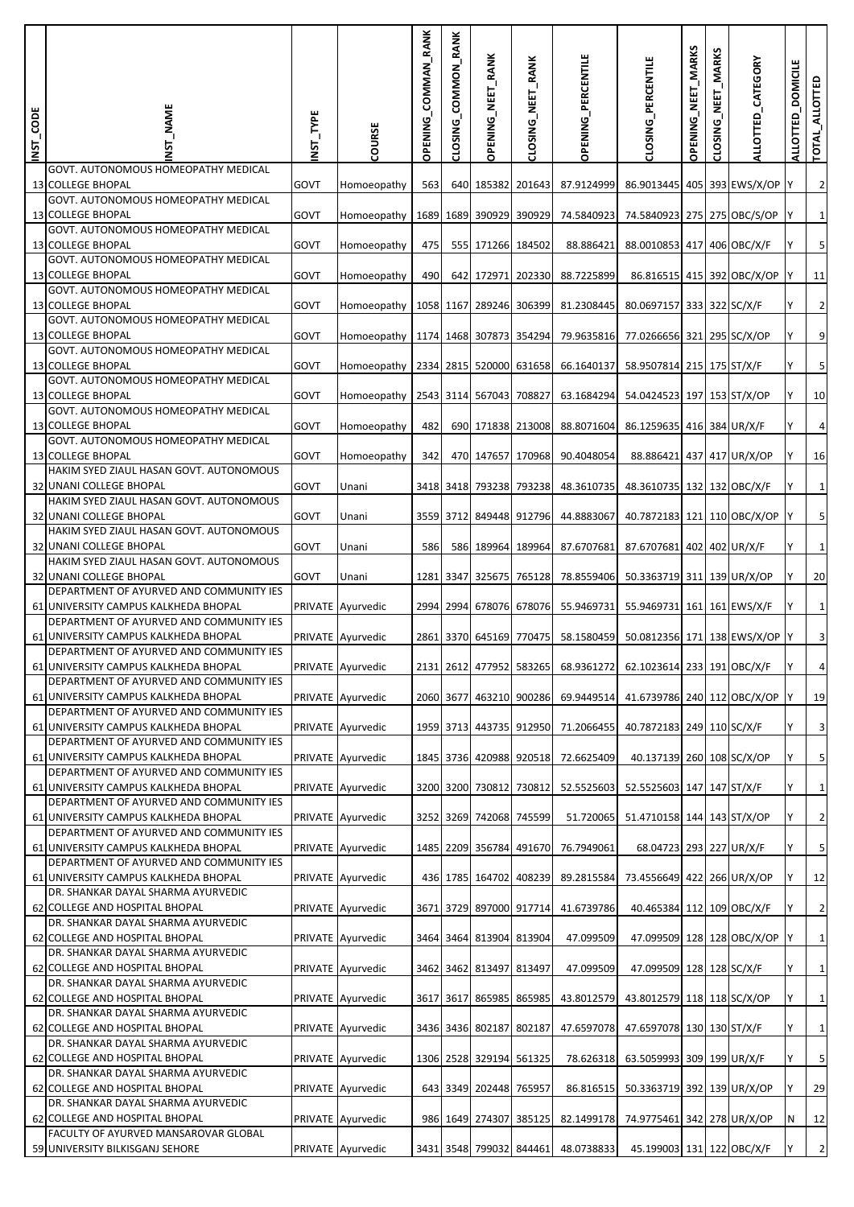| INST_CODE | INST_NAME | INST_TYPE | COURSE | OPENING_COMMAN_RANK | CLOSING_COMMON_RANK | OPENING_NEET_RANK | CLOSING_NEET_RANK | OPENING_PERCENTILE | CLOSING_PERCENTILE | OPENING_NEET_MARKS | CLOSING_NEET_MARKS | ALLOTTED_CATEGORY | ALLOTTED_DOMICILE | TOTAL_ALLOTTED |
|---|---|---|---|---|---|---|---|---|---|---|---|---|---|---|
| 13 | GOVT. AUTONOMOUS HOMEOPATHY MEDICAL COLLEGE BHOPAL | GOVT | Homoeopathy | 563 | 640 | 185382 | 201643 | 87.9124999 | 86.9013445 | 405 | 393 | EWS/X/OP | Y | 2 |
| 13 | GOVT. AUTONOMOUS HOMEOPATHY MEDICAL COLLEGE BHOPAL | GOVT | Homoeopathy | 1689 | 1689 | 390929 | 390929 | 74.5840923 | 74.5840923 | 275 | 275 | OBC/S/OP | Y | 1 |
| 13 | GOVT. AUTONOMOUS HOMEOPATHY MEDICAL COLLEGE BHOPAL | GOVT | Homoeopathy | 475 | 555 | 171266 | 184502 | 88.886421 | 88.0010853 | 417 | 406 | OBC/X/F | Y | 5 |
| 13 | GOVT. AUTONOMOUS HOMEOPATHY MEDICAL COLLEGE BHOPAL | GOVT | Homoeopathy | 490 | 642 | 172971 | 202330 | 88.7225899 | 86.816515 | 415 | 392 | OBC/X/OP | Y | 11 |
| 13 | GOVT. AUTONOMOUS HOMEOPATHY MEDICAL COLLEGE BHOPAL | GOVT | Homoeopathy | 1058 | 1167 | 289246 | 306399 | 81.2308445 | 80.0697157 | 333 | 322 | SC/X/F | Y | 2 |
| 13 | GOVT. AUTONOMOUS HOMEOPATHY MEDICAL COLLEGE BHOPAL | GOVT | Homoeopathy | 1174 | 1468 | 307873 | 354294 | 79.9635816 | 77.0266656 | 321 | 295 | SC/X/OP | Y | 9 |
| 13 | GOVT. AUTONOMOUS HOMEOPATHY MEDICAL COLLEGE BHOPAL | GOVT | Homoeopathy | 2334 | 2815 | 520000 | 631658 | 66.1640137 | 58.9507814 | 215 | 175 | ST/X/F | Y | 5 |
| 13 | GOVT. AUTONOMOUS HOMEOPATHY MEDICAL COLLEGE BHOPAL | GOVT | Homoeopathy | 2543 | 3114 | 567043 | 708827 | 63.1684294 | 54.0424523 | 197 | 153 | ST/X/OP | Y | 10 |
| 13 | GOVT. AUTONOMOUS HOMEOPATHY MEDICAL COLLEGE BHOPAL | GOVT | Homoeopathy | 482 | 690 | 171838 | 213008 | 88.8071604 | 86.1259635 | 416 | 384 | UR/X/F | Y | 4 |
| 13 | GOVT. AUTONOMOUS HOMEOPATHY MEDICAL COLLEGE BHOPAL | GOVT | Homoeopathy | 342 | 470 | 147657 | 170968 | 90.4048054 | 88.886421 | 437 | 417 | UR/X/OP | Y | 16 |
| 32 | HAKIM SYED ZIAUL HASAN GOVT. AUTONOMOUS UNANI COLLEGE BHOPAL | GOVT | Unani | 3418 | 3418 | 793238 | 793238 | 48.3610735 | 48.3610735 | 132 | 132 | OBC/X/F | Y | 1 |
| 32 | HAKIM SYED ZIAUL HASAN GOVT. AUTONOMOUS UNANI COLLEGE BHOPAL | GOVT | Unani | 3559 | 3712 | 849448 | 912796 | 44.8883067 | 40.7872183 | 121 | 110 | OBC/X/OP | Y | 5 |
| 32 | HAKIM SYED ZIAUL HASAN GOVT. AUTONOMOUS UNANI COLLEGE BHOPAL | GOVT | Unani | 586 | 586 | 189964 | 189964 | 87.6707681 | 87.6707681 | 402 | 402 | UR/X/F | Y | 1 |
| 32 | HAKIM SYED ZIAUL HASAN GOVT. AUTONOMOUS UNANI COLLEGE BHOPAL | GOVT | Unani | 1281 | 3347 | 325675 | 765128 | 78.8559406 | 50.3363719 | 311 | 139 | UR/X/OP | Y | 20 |
| 61 | DEPARTMENT OF AYURVED AND COMMUNITY IES UNIVERSITY CAMPUS KALKHEDA BHOPAL | PRIVATE | Ayurvedic | 2994 | 2994 | 678076 | 678076 | 55.9469731 | 55.9469731 | 161 | 161 | EWS/X/F | Y | 1 |
| 61 | DEPARTMENT OF AYURVED AND COMMUNITY IES UNIVERSITY CAMPUS KALKHEDA BHOPAL | PRIVATE | Ayurvedic | 2861 | 3370 | 645169 | 770475 | 58.1580459 | 50.0812356 | 171 | 138 | EWS/X/OP | Y | 3 |
| 61 | DEPARTMENT OF AYURVED AND COMMUNITY IES UNIVERSITY CAMPUS KALKHEDA BHOPAL | PRIVATE | Ayurvedic | 2131 | 2612 | 477952 | 583265 | 68.9361272 | 62.1023614 | 233 | 191 | OBC/X/F | Y | 4 |
| 61 | DEPARTMENT OF AYURVED AND COMMUNITY IES UNIVERSITY CAMPUS KALKHEDA BHOPAL | PRIVATE | Ayurvedic | 2060 | 3677 | 463210 | 900286 | 69.9449514 | 41.6739786 | 240 | 112 | OBC/X/OP | Y | 19 |
| 61 | DEPARTMENT OF AYURVED AND COMMUNITY IES UNIVERSITY CAMPUS KALKHEDA BHOPAL | PRIVATE | Ayurvedic | 1959 | 3713 | 443735 | 912950 | 71.2066455 | 40.7872183 | 249 | 110 | SC/X/F | Y | 3 |
| 61 | DEPARTMENT OF AYURVED AND COMMUNITY IES UNIVERSITY CAMPUS KALKHEDA BHOPAL | PRIVATE | Ayurvedic | 1845 | 3736 | 420988 | 920518 | 72.6625409 | 40.137139 | 260 | 108 | SC/X/OP | Y | 5 |
| 61 | DEPARTMENT OF AYURVED AND COMMUNITY IES UNIVERSITY CAMPUS KALKHEDA BHOPAL | PRIVATE | Ayurvedic | 3200 | 3200 | 730812 | 730812 | 52.5525603 | 52.5525603 | 147 | 147 | ST/X/F | Y | 1 |
| 61 | DEPARTMENT OF AYURVED AND COMMUNITY IES UNIVERSITY CAMPUS KALKHEDA BHOPAL | PRIVATE | Ayurvedic | 3252 | 3269 | 742068 | 745599 | 51.720065 | 51.4710158 | 144 | 143 | ST/X/OP | Y | 2 |
| 61 | DEPARTMENT OF AYURVED AND COMMUNITY IES UNIVERSITY CAMPUS KALKHEDA BHOPAL | PRIVATE | Ayurvedic | 1485 | 2209 | 356784 | 491670 | 76.7949061 | 68.04723 | 293 | 227 | UR/X/F | Y | 5 |
| 61 | DEPARTMENT OF AYURVED AND COMMUNITY IES UNIVERSITY CAMPUS KALKHEDA BHOPAL | PRIVATE | Ayurvedic | 436 | 1785 | 164702 | 408239 | 89.2815584 | 73.4556649 | 422 | 266 | UR/X/OP | Y | 12 |
| 62 | DR. SHANKAR DAYAL SHARMA AYURVEDIC COLLEGE AND HOSPITAL BHOPAL | PRIVATE | Ayurvedic | 3671 | 3729 | 897000 | 917714 | 41.6739786 | 40.465384 | 112 | 109 | OBC/X/F | Y | 2 |
| 62 | DR. SHANKAR DAYAL SHARMA AYURVEDIC COLLEGE AND HOSPITAL BHOPAL | PRIVATE | Ayurvedic | 3464 | 3464 | 813904 | 813904 | 47.099509 | 47.099509 | 128 | 128 | OBC/X/OP | Y | 1 |
| 62 | DR. SHANKAR DAYAL SHARMA AYURVEDIC COLLEGE AND HOSPITAL BHOPAL | PRIVATE | Ayurvedic | 3462 | 3462 | 813497 | 813497 | 47.099509 | 47.099509 | 128 | 128 | SC/X/F | Y | 1 |
| 62 | DR. SHANKAR DAYAL SHARMA AYURVEDIC COLLEGE AND HOSPITAL BHOPAL | PRIVATE | Ayurvedic | 3617 | 3617 | 865985 | 865985 | 43.8012579 | 43.8012579 | 118 | 118 | SC/X/OP | Y | 1 |
| 62 | DR. SHANKAR DAYAL SHARMA AYURVEDIC COLLEGE AND HOSPITAL BHOPAL | PRIVATE | Ayurvedic | 3436 | 3436 | 802187 | 802187 | 47.6597078 | 47.6597078 | 130 | 130 | ST/X/F | Y | 1 |
| 62 | DR. SHANKAR DAYAL SHARMA AYURVEDIC COLLEGE AND HOSPITAL BHOPAL | PRIVATE | Ayurvedic | 1306 | 2528 | 329194 | 561325 | 78.626318 | 63.5059993 | 309 | 199 | UR/X/F | Y | 5 |
| 62 | DR. SHANKAR DAYAL SHARMA AYURVEDIC COLLEGE AND HOSPITAL BHOPAL | PRIVATE | Ayurvedic | 643 | 3349 | 202448 | 765957 | 86.816515 | 50.3363719 | 392 | 139 | UR/X/OP | Y | 29 |
| 62 | DR. SHANKAR DAYAL SHARMA AYURVEDIC COLLEGE AND HOSPITAL BHOPAL | PRIVATE | Ayurvedic | 986 | 1649 | 274307 | 385125 | 82.1499178 | 74.9775461 | 342 | 278 | UR/X/OP | N | 12 |
| 59 | FACULTY OF AYURVED MANSAROVAR GLOBAL UNIVERSITY BILKISGANJ SEHORE | PRIVATE | Ayurvedic | 3431 | 3548 | 799032 | 844461 | 48.0738833 | 45.199003 | 131 | 122 | OBC/X/F | Y | 2 |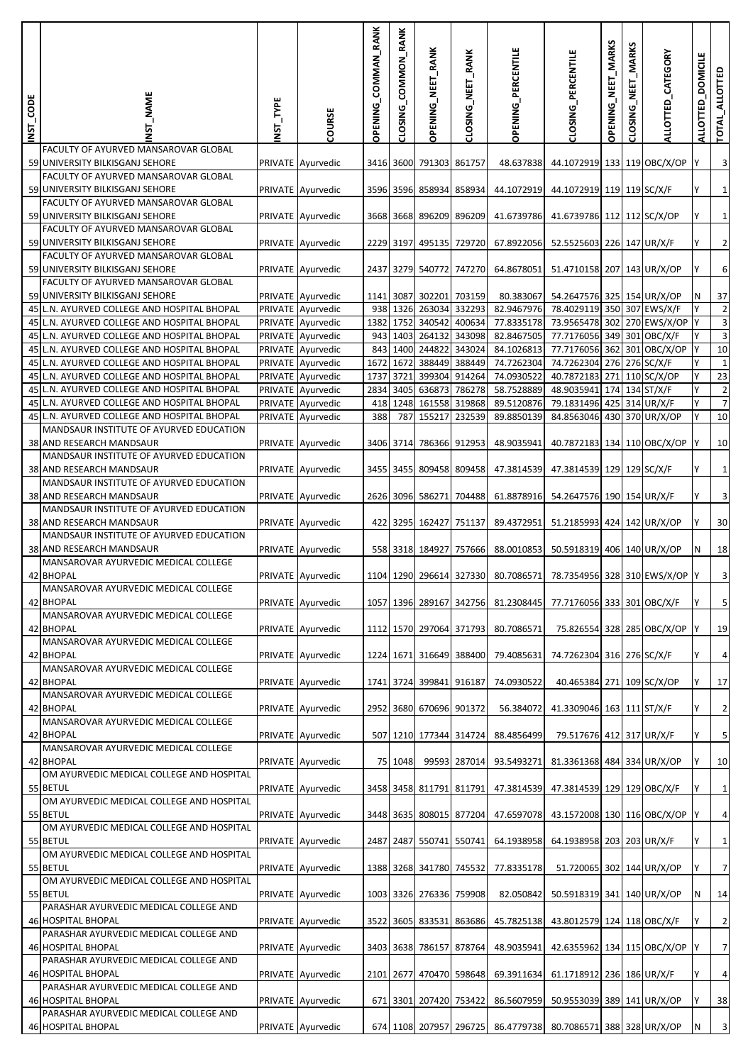| INST_CODE | INST_NAME | INST_TYPE | COURSE | OPENING_COMMAN_RANK | CLOSING_COMMON_RANK | OPENING_NEET_RANK | CLOSING_NEET_RANK | OPENING_PERCENTILE | CLOSING_PERCENTILE | OPENING_NEET_MARKS | CLOSING_NEET_MARKS | ALLOTTED_CATEGORY | ALLOTTED_DOMICILE | TOTAL_ALLOTTED |
|---|---|---|---|---|---|---|---|---|---|---|---|---|---|---|
| 59 | FACULTY OF AYURVED MANSAROVAR GLOBAL UNIVERSITY BILKISGANJ SEHORE | PRIVATE | Ayurvedic | 3416 | 3600 | 791303 | 861757 | 48.637838 | 44.1072919 | 133 | 119 | OBC/X/OP | Y | 3 |
| 59 | FACULTY OF AYURVED MANSAROVAR GLOBAL UNIVERSITY BILKISGANJ SEHORE | PRIVATE | Ayurvedic | 3596 | 3596 | 858934 | 858934 | 44.1072919 | 44.1072919 | 119 | 119 | SC/X/F | Y | 1 |
| 59 | FACULTY OF AYURVED MANSAROVAR GLOBAL UNIVERSITY BILKISGANJ SEHORE | PRIVATE | Ayurvedic | 3668 | 3668 | 896209 | 896209 | 41.6739786 | 41.6739786 | 112 | 112 | SC/X/OP | Y | 1 |
| 59 | FACULTY OF AYURVED MANSAROVAR GLOBAL UNIVERSITY BILKISGANJ SEHORE | PRIVATE | Ayurvedic | 2229 | 3197 | 495135 | 729720 | 67.8922056 | 52.5525603 | 226 | 147 | UR/X/F | Y | 2 |
| 59 | FACULTY OF AYURVED MANSAROVAR GLOBAL UNIVERSITY BILKISGANJ SEHORE | PRIVATE | Ayurvedic | 2437 | 3279 | 540772 | 747270 | 64.8678051 | 51.4710158 | 207 | 143 | UR/X/OP | Y | 6 |
| 59 | FACULTY OF AYURVED MANSAROVAR GLOBAL UNIVERSITY BILKISGANJ SEHORE | PRIVATE | Ayurvedic | 1141 | 3087 | 302201 | 703159 | 80.383067 | 54.2647576 | 325 | 154 | UR/X/OP | N | 37 |
| 45 | L.N. AYURVED COLLEGE AND HOSPITAL BHOPAL | PRIVATE | Ayurvedic | 938 | 1326 | 263034 | 332293 | 82.9467976 | 78.4029119 | 350 | 307 | EWS/X/F | Y | 2 |
| 45 | L.N. AYURVED COLLEGE AND HOSPITAL BHOPAL | PRIVATE | Ayurvedic | 1382 | 1752 | 340542 | 400634 | 77.8335178 | 73.9565478 | 302 | 270 | EWS/X/OP | Y | 3 |
| 45 | L.N. AYURVED COLLEGE AND HOSPITAL BHOPAL | PRIVATE | Ayurvedic | 943 | 1403 | 264132 | 343098 | 82.8467505 | 77.7176056 | 349 | 301 | OBC/X/F | Y | 3 |
| 45 | L.N. AYURVED COLLEGE AND HOSPITAL BHOPAL | PRIVATE | Ayurvedic | 843 | 1400 | 244822 | 343024 | 84.1026813 | 77.7176056 | 362 | 301 | OBC/X/OP | Y | 10 |
| 45 | L.N. AYURVED COLLEGE AND HOSPITAL BHOPAL | PRIVATE | Ayurvedic | 1672 | 1672 | 388449 | 388449 | 74.7262304 | 74.7262304 | 276 | 276 | SC/X/F | Y | 1 |
| 45 | L.N. AYURVED COLLEGE AND HOSPITAL BHOPAL | PRIVATE | Ayurvedic | 1737 | 3721 | 399304 | 914264 | 74.0930522 | 40.7872183 | 271 | 110 | SC/X/OP | Y | 23 |
| 45 | L.N. AYURVED COLLEGE AND HOSPITAL BHOPAL | PRIVATE | Ayurvedic | 2834 | 3405 | 636873 | 786278 | 58.7528889 | 48.9035941 | 174 | 134 | ST/X/F | Y | 2 |
| 45 | L.N. AYURVED COLLEGE AND HOSPITAL BHOPAL | PRIVATE | Ayurvedic | 418 | 1248 | 161558 | 319868 | 89.5120876 | 79.1831496 | 425 | 314 | UR/X/F | Y | 7 |
| 45 | L.N. AYURVED COLLEGE AND HOSPITAL BHOPAL | PRIVATE | Ayurvedic | 388 | 787 | 155217 | 232539 | 89.8850139 | 84.8563046 | 430 | 370 | UR/X/OP | Y | 10 |
| 38 | MANDSAUR INSTITUTE OF AYURVED EDUCATION AND RESEARCH MANDSAUR | PRIVATE | Ayurvedic | 3406 | 3714 | 786366 | 912953 | 48.9035941 | 40.7872183 | 134 | 110 | OBC/X/OP | Y | 10 |
| 38 | MANDSAUR INSTITUTE OF AYURVED EDUCATION AND RESEARCH MANDSAUR | PRIVATE | Ayurvedic | 3455 | 3455 | 809458 | 809458 | 47.3814539 | 47.3814539 | 129 | 129 | SC/X/F | Y | 1 |
| 38 | MANDSAUR INSTITUTE OF AYURVED EDUCATION AND RESEARCH MANDSAUR | PRIVATE | Ayurvedic | 2626 | 3096 | 586271 | 704488 | 61.8878916 | 54.2647576 | 190 | 154 | UR/X/F | Y | 3 |
| 38 | MANDSAUR INSTITUTE OF AYURVED EDUCATION AND RESEARCH MANDSAUR | PRIVATE | Ayurvedic | 422 | 3295 | 162427 | 751137 | 89.4372951 | 51.2185993 | 424 | 142 | UR/X/OP | Y | 30 |
| 38 | MANDSAUR INSTITUTE OF AYURVED EDUCATION AND RESEARCH MANDSAUR | PRIVATE | Ayurvedic | 558 | 3318 | 184927 | 757666 | 88.0010853 | 50.5918319 | 406 | 140 | UR/X/OP | N | 18 |
| 42 | MANSAROVAR AYURVEDIC MEDICAL COLLEGE BHOPAL | PRIVATE | Ayurvedic | 1104 | 1290 | 296614 | 327330 | 80.7086571 | 78.7354956 | 328 | 310 | EWS/X/OP | Y | 3 |
| 42 | MANSAROVAR AYURVEDIC MEDICAL COLLEGE BHOPAL | PRIVATE | Ayurvedic | 1057 | 1396 | 289167 | 342756 | 81.2308445 | 77.7176056 | 333 | 301 | OBC/X/F | Y | 5 |
| 42 | MANSAROVAR AYURVEDIC MEDICAL COLLEGE BHOPAL | PRIVATE | Ayurvedic | 1112 | 1570 | 297064 | 371793 | 80.7086571 | 75.826554 | 328 | 285 | OBC/X/OP | Y | 19 |
| 42 | MANSAROVAR AYURVEDIC MEDICAL COLLEGE BHOPAL | PRIVATE | Ayurvedic | 1224 | 1671 | 316649 | 388400 | 79.4085631 | 74.7262304 | 316 | 276 | SC/X/F | Y | 4 |
| 42 | MANSAROVAR AYURVEDIC MEDICAL COLLEGE BHOPAL | PRIVATE | Ayurvedic | 1741 | 3724 | 399841 | 916187 | 74.0930522 | 40.465384 | 271 | 109 | SC/X/OP | Y | 17 |
| 42 | MANSAROVAR AYURVEDIC MEDICAL COLLEGE BHOPAL | PRIVATE | Ayurvedic | 2952 | 3680 | 670696 | 901372 | 56.384072 | 41.3309046 | 163 | 111 | ST/X/F | Y | 2 |
| 42 | MANSAROVAR AYURVEDIC MEDICAL COLLEGE BHOPAL | PRIVATE | Ayurvedic | 507 | 1210 | 177344 | 314724 | 88.4856499 | 79.517676 | 412 | 317 | UR/X/F | Y | 5 |
| 42 | MANSAROVAR AYURVEDIC MEDICAL COLLEGE BHOPAL | PRIVATE | Ayurvedic | 75 | 1048 | 99593 | 287014 | 93.5493271 | 81.3361368 | 484 | 334 | UR/X/OP | Y | 10 |
| 55 | OM AYURVEDIC MEDICAL COLLEGE AND HOSPITAL BETUL | PRIVATE | Ayurvedic | 3458 | 3458 | 811791 | 811791 | 47.3814539 | 47.3814539 | 129 | 129 | OBC/X/F | Y | 1 |
| 55 | OM AYURVEDIC MEDICAL COLLEGE AND HOSPITAL BETUL | PRIVATE | Ayurvedic | 3448 | 3635 | 808015 | 877204 | 47.6597078 | 43.1572008 | 130 | 116 | OBC/X/OP | Y | 4 |
| 55 | OM AYURVEDIC MEDICAL COLLEGE AND HOSPITAL BETUL | PRIVATE | Ayurvedic | 2487 | 2487 | 550741 | 550741 | 64.1938958 | 64.1938958 | 203 | 203 | UR/X/F | Y | 1 |
| 55 | OM AYURVEDIC MEDICAL COLLEGE AND HOSPITAL BETUL | PRIVATE | Ayurvedic | 1388 | 3268 | 341780 | 745532 | 77.8335178 | 51.720065 | 302 | 144 | UR/X/OP | Y | 7 |
| 55 | OM AYURVEDIC MEDICAL COLLEGE AND HOSPITAL BETUL | PRIVATE | Ayurvedic | 1003 | 3326 | 276336 | 759908 | 82.050842 | 50.5918319 | 341 | 140 | UR/X/OP | N | 14 |
| 46 | PARASHAR AYURVEDIC MEDICAL COLLEGE AND HOSPITAL BHOPAL | PRIVATE | Ayurvedic | 3522 | 3605 | 833531 | 863686 | 45.7825138 | 43.8012579 | 124 | 118 | OBC/X/F | Y | 2 |
| 46 | PARASHAR AYURVEDIC MEDICAL COLLEGE AND HOSPITAL BHOPAL | PRIVATE | Ayurvedic | 3403 | 3638 | 786157 | 878764 | 48.9035941 | 42.6355962 | 134 | 115 | OBC/X/OP | Y | 7 |
| 46 | PARASHAR AYURVEDIC MEDICAL COLLEGE AND HOSPITAL BHOPAL | PRIVATE | Ayurvedic | 2101 | 2677 | 470470 | 598648 | 69.3911634 | 61.1718912 | 236 | 186 | UR/X/F | Y | 4 |
| 46 | PARASHAR AYURVEDIC MEDICAL COLLEGE AND HOSPITAL BHOPAL | PRIVATE | Ayurvedic | 671 | 3301 | 207420 | 753422 | 86.5607959 | 50.9553039 | 389 | 141 | UR/X/OP | Y | 38 |
| 46 | PARASHAR AYURVEDIC MEDICAL COLLEGE AND HOSPITAL BHOPAL | PRIVATE | Ayurvedic | 674 | 1108 | 207957 | 296725 | 86.4779738 | 80.7086571 | 388 | 328 | UR/X/OP | N | 3 |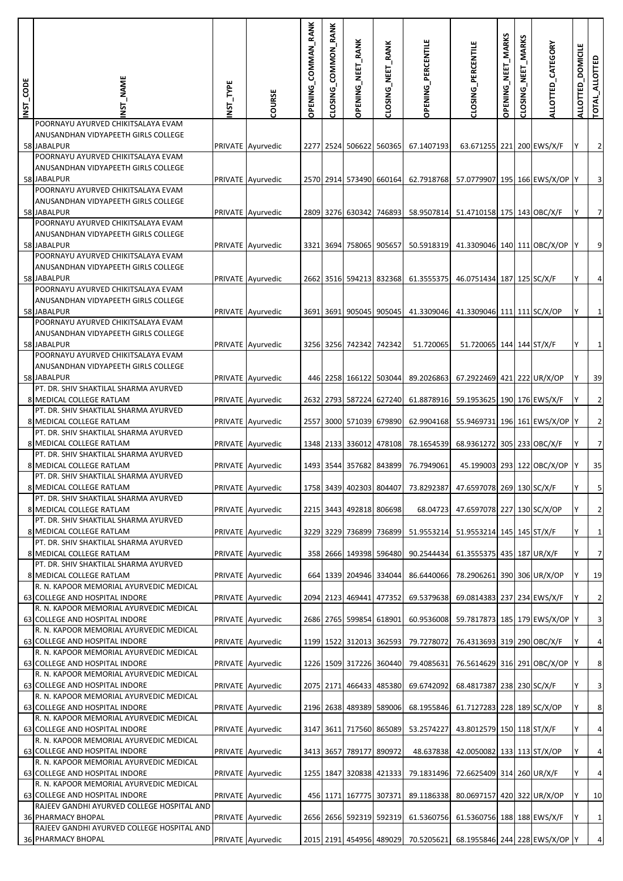| INST_CODE | INST_NAME | INST_TYPE | COURSE | OPENING_COMMAN_RANK | CLOSING_COMMON_RANK | OPENING_NEET_RANK | CLOSING_NEET_RANK | OPENING_PERCENTILE | CLOSING_PERCENTILE | OPENING_NEET_MARKS | CLOSING_NEET_MARKS | ALLOTTED_CATEGORY | ALLOTTED_DOMICILE | TOTAL_ALLOTTED |
|---|---|---|---|---|---|---|---|---|---|---|---|---|---|---|
| 58 | POORNAYU AYURVED CHIKITSALAYA EVAM ANUSANDHAN VIDYAPEETH GIRLS COLLEGE JABALPUR | PRIVATE | Ayurvedic | 2277 | 2524 | 506622 | 560365 | 67.1407193 | 63.671255 | 221 | 200 | EWS/X/F | Y | 2 |
| 58 | POORNAYU AYURVED CHIKITSALAYA EVAM ANUSANDHAN VIDYAPEETH GIRLS COLLEGE JABALPUR | PRIVATE | Ayurvedic | 2570 | 2914 | 573490 | 660164 | 62.7918768 | 57.0779907 | 195 | 166 | EWS/X/OP | Y | 3 |
| 58 | POORNAYU AYURVED CHIKITSALAYA EVAM ANUSANDHAN VIDYAPEETH GIRLS COLLEGE JABALPUR | PRIVATE | Ayurvedic | 2809 | 3276 | 630342 | 746893 | 58.9507814 | 51.4710158 | 175 | 143 | OBC/X/F | Y | 7 |
| 58 | POORNAYU AYURVED CHIKITSALAYA EVAM ANUSANDHAN VIDYAPEETH GIRLS COLLEGE JABALPUR | PRIVATE | Ayurvedic | 3321 | 3694 | 758065 | 905657 | 50.5918319 | 41.3309046 | 140 | 111 | OBC/X/OP | Y | 9 |
| 58 | POORNAYU AYURVED CHIKITSALAYA EVAM ANUSANDHAN VIDYAPEETH GIRLS COLLEGE JABALPUR | PRIVATE | Ayurvedic | 2662 | 3516 | 594213 | 832368 | 61.3555375 | 46.0751434 | 187 | 125 | SC/X/F | Y | 4 |
| 58 | POORNAYU AYURVED CHIKITSALAYA EVAM ANUSANDHAN VIDYAPEETH GIRLS COLLEGE JABALPUR | PRIVATE | Ayurvedic | 3691 | 3691 | 905045 | 905045 | 41.3309046 | 41.3309046 | 111 | 111 | SC/X/OP | Y | 1 |
| 58 | POORNAYU AYURVED CHIKITSALAYA EVAM ANUSANDHAN VIDYAPEETH GIRLS COLLEGE JABALPUR | PRIVATE | Ayurvedic | 3256 | 3256 | 742342 | 742342 | 51.720065 | 51.720065 | 144 | 144 | ST/X/F | Y | 1 |
| 58 | POORNAYU AYURVED CHIKITSALAYA EVAM ANUSANDHAN VIDYAPEETH GIRLS COLLEGE JABALPUR | PRIVATE | Ayurvedic | 446 | 2258 | 166122 | 503044 | 89.2026863 | 67.2922469 | 421 | 222 | UR/X/OP | Y | 39 |
| 8 | PT. DR. SHIV SHAKTILAL SHARMA AYURVED MEDICAL COLLEGE RATLAM | PRIVATE | Ayurvedic | 2632 | 2793 | 587224 | 627240 | 61.8878916 | 59.1953625 | 190 | 176 | EWS/X/F | Y | 2 |
| 8 | PT. DR. SHIV SHAKTILAL SHARMA AYURVED MEDICAL COLLEGE RATLAM | PRIVATE | Ayurvedic | 2557 | 3000 | 571039 | 679890 | 62.9904168 | 55.9469731 | 196 | 161 | EWS/X/OP | Y | 2 |
| 8 | PT. DR. SHIV SHAKTILAL SHARMA AYURVED MEDICAL COLLEGE RATLAM | PRIVATE | Ayurvedic | 1348 | 2133 | 336012 | 478108 | 78.1654539 | 68.9361272 | 305 | 233 | OBC/X/F | Y | 7 |
| 8 | PT. DR. SHIV SHAKTILAL SHARMA AYURVED MEDICAL COLLEGE RATLAM | PRIVATE | Ayurvedic | 1493 | 3544 | 357682 | 843899 | 76.7949061 | 45.199003 | 293 | 122 | OBC/X/OP | Y | 35 |
| 8 | PT. DR. SHIV SHAKTILAL SHARMA AYURVED MEDICAL COLLEGE RATLAM | PRIVATE | Ayurvedic | 1758 | 3439 | 402303 | 804407 | 73.8292387 | 47.6597078 | 269 | 130 | SC/X/F | Y | 5 |
| 8 | PT. DR. SHIV SHAKTILAL SHARMA AYURVED MEDICAL COLLEGE RATLAM | PRIVATE | Ayurvedic | 2215 | 3443 | 492818 | 806698 | 68.04723 | 47.6597078 | 227 | 130 | SC/X/OP | Y | 2 |
| 8 | PT. DR. SHIV SHAKTILAL SHARMA AYURVED MEDICAL COLLEGE RATLAM | PRIVATE | Ayurvedic | 3229 | 3229 | 736899 | 736899 | 51.9553214 | 51.9553214 | 145 | 145 | ST/X/F | Y | 1 |
| 8 | PT. DR. SHIV SHAKTILAL SHARMA AYURVED MEDICAL COLLEGE RATLAM | PRIVATE | Ayurvedic | 358 | 2666 | 149398 | 596480 | 90.2544434 | 61.3555375 | 435 | 187 | UR/X/F | Y | 7 |
| 8 | PT. DR. SHIV SHAKTILAL SHARMA AYURVED MEDICAL COLLEGE RATLAM | PRIVATE | Ayurvedic | 664 | 1339 | 204946 | 334044 | 86.6440066 | 78.2906261 | 390 | 306 | UR/X/OP | Y | 19 |
| 63 | R. N. KAPOOR MEMORIAL AYURVEDIC MEDICAL COLLEGE AND HOSPITAL INDORE | PRIVATE | Ayurvedic | 2094 | 2123 | 469441 | 477352 | 69.5379638 | 69.0814383 | 237 | 234 | EWS/X/F | Y | 2 |
| 63 | R. N. KAPOOR MEMORIAL AYURVEDIC MEDICAL COLLEGE AND HOSPITAL INDORE | PRIVATE | Ayurvedic | 2686 | 2765 | 599854 | 618901 | 60.9536008 | 59.7817873 | 185 | 179 | EWS/X/OP | Y | 3 |
| 63 | R. N. KAPOOR MEMORIAL AYURVEDIC MEDICAL COLLEGE AND HOSPITAL INDORE | PRIVATE | Ayurvedic | 1199 | 1522 | 312013 | 362593 | 79.7278072 | 76.4313693 | 319 | 290 | OBC/X/F | Y | 4 |
| 63 | R. N. KAPOOR MEMORIAL AYURVEDIC MEDICAL COLLEGE AND HOSPITAL INDORE | PRIVATE | Ayurvedic | 1226 | 1509 | 317226 | 360440 | 79.4085631 | 76.5614629 | 316 | 291 | OBC/X/OP | Y | 8 |
| 63 | R. N. KAPOOR MEMORIAL AYURVEDIC MEDICAL COLLEGE AND HOSPITAL INDORE | PRIVATE | Ayurvedic | 2075 | 2171 | 466433 | 485380 | 69.6742092 | 68.4817387 | 238 | 230 | SC/X/F | Y | 3 |
| 63 | R. N. KAPOOR MEMORIAL AYURVEDIC MEDICAL COLLEGE AND HOSPITAL INDORE | PRIVATE | Ayurvedic | 2196 | 2638 | 489389 | 589006 | 68.1955846 | 61.7127283 | 228 | 189 | SC/X/OP | Y | 8 |
| 63 | R. N. KAPOOR MEMORIAL AYURVEDIC MEDICAL COLLEGE AND HOSPITAL INDORE | PRIVATE | Ayurvedic | 3147 | 3611 | 717560 | 865089 | 53.2574227 | 43.8012579 | 150 | 118 | ST/X/F | Y | 4 |
| 63 | R. N. KAPOOR MEMORIAL AYURVEDIC MEDICAL COLLEGE AND HOSPITAL INDORE | PRIVATE | Ayurvedic | 3413 | 3657 | 789177 | 890972 | 48.637838 | 42.0050082 | 133 | 113 | ST/X/OP | Y | 4 |
| 63 | R. N. KAPOOR MEMORIAL AYURVEDIC MEDICAL COLLEGE AND HOSPITAL INDORE | PRIVATE | Ayurvedic | 1255 | 1847 | 320838 | 421333 | 79.1831496 | 72.6625409 | 314 | 260 | UR/X/F | Y | 4 |
| 63 | R. N. KAPOOR MEMORIAL AYURVEDIC MEDICAL COLLEGE AND HOSPITAL INDORE | PRIVATE | Ayurvedic | 456 | 1171 | 167775 | 307371 | 89.1186338 | 80.0697157 | 420 | 322 | UR/X/OP | Y | 10 |
| 36 | RAJEEV GANDHI AYURVED COLLEGE HOSPITAL AND PHARMACY BHOPAL | PRIVATE | Ayurvedic | 2656 | 2656 | 592319 | 592319 | 61.5360756 | 61.5360756 | 188 | 188 | EWS/X/F | Y | 1 |
| 36 | RAJEEV GANDHI AYURVED COLLEGE HOSPITAL AND PHARMACY BHOPAL | PRIVATE | Ayurvedic | 2015 | 2191 | 454956 | 489029 | 70.5205621 | 68.1955846 | 244 | 228 | EWS/X/OP | Y | 4 |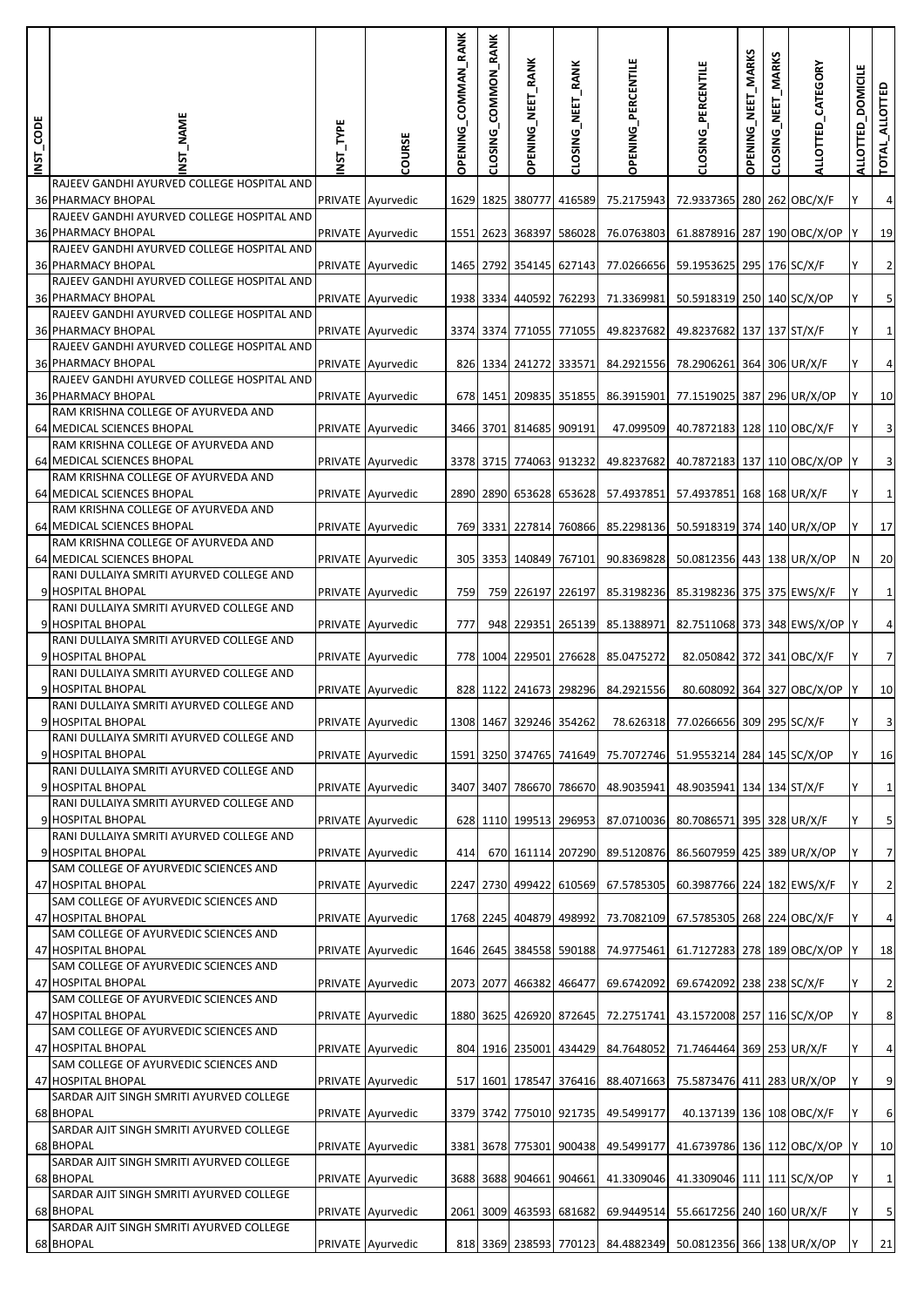| INST_CODE | INST_NAME | INST_TYPE | COURSE | OPENING_COMMAN_RANK | CLOSING_COMMON_RANK | OPENING_NEET_RANK | CLOSING_NEET_RANK | OPENING_PERCENTILE | CLOSING_PERCENTILE | OPENING_NEET_MARKS | CLOSING_NEET_MARKS | ALLOTTED_CATEGORY | ALLOTTED_DOMICILE | TOTAL_ALLOTTED |
|---|---|---|---|---|---|---|---|---|---|---|---|---|---|---|
| 36 | RAJEEV GANDHI AYURVED COLLEGE HOSPITAL AND PHARMACY BHOPAL | PRIVATE | Ayurvedic | 1629 | 1825 | 380777 | 416589 | 75.2175943 | 72.9337365 | 280 | 262 | OBC/X/F | Y | 4 |
| 36 | RAJEEV GANDHI AYURVED COLLEGE HOSPITAL AND PHARMACY BHOPAL | PRIVATE | Ayurvedic | 1551 | 2623 | 368397 | 586028 | 76.0763803 | 61.8878916 | 287 | 190 | OBC/X/OP | Y | 19 |
| 36 | RAJEEV GANDHI AYURVED COLLEGE HOSPITAL AND PHARMACY BHOPAL | PRIVATE | Ayurvedic | 1465 | 2792 | 354145 | 627143 | 77.0266656 | 59.1953625 | 295 | 176 | SC/X/F | Y | 2 |
| 36 | RAJEEV GANDHI AYURVED COLLEGE HOSPITAL AND PHARMACY BHOPAL | PRIVATE | Ayurvedic | 1938 | 3334 | 440592 | 762293 | 71.3369981 | 50.5918319 | 250 | 140 | SC/X/OP | Y | 5 |
| 36 | RAJEEV GANDHI AYURVED COLLEGE HOSPITAL AND PHARMACY BHOPAL | PRIVATE | Ayurvedic | 3374 | 3374 | 771055 | 771055 | 49.8237682 | 49.8237682 | 137 | 137 | ST/X/F | Y | 1 |
| 36 | RAJEEV GANDHI AYURVED COLLEGE HOSPITAL AND PHARMACY BHOPAL | PRIVATE | Ayurvedic | 826 | 1334 | 241272 | 333571 | 84.2921556 | 78.2906261 | 364 | 306 | UR/X/F | Y | 4 |
| 36 | RAJEEV GANDHI AYURVED COLLEGE HOSPITAL AND PHARMACY BHOPAL | PRIVATE | Ayurvedic | 678 | 1451 | 209835 | 351855 | 86.3915901 | 77.1519025 | 387 | 296 | UR/X/OP | Y | 10 |
| 64 | RAM KRISHNA COLLEGE OF AYURVEDA AND MEDICAL SCIENCES BHOPAL | PRIVATE | Ayurvedic | 3466 | 3701 | 814685 | 909191 | 47.099509 | 40.7872183 | 128 | 110 | OBC/X/F | Y | 3 |
| 64 | RAM KRISHNA COLLEGE OF AYURVEDA AND MEDICAL SCIENCES BHOPAL | PRIVATE | Ayurvedic | 3378 | 3715 | 774063 | 913232 | 49.8237682 | 40.7872183 | 137 | 110 | OBC/X/OP | Y | 3 |
| 64 | RAM KRISHNA COLLEGE OF AYURVEDA AND MEDICAL SCIENCES BHOPAL | PRIVATE | Ayurvedic | 2890 | 2890 | 653628 | 653628 | 57.4937851 | 57.4937851 | 168 | 168 | UR/X/F | Y | 1 |
| 64 | RAM KRISHNA COLLEGE OF AYURVEDA AND MEDICAL SCIENCES BHOPAL | PRIVATE | Ayurvedic | 769 | 3331 | 227814 | 760866 | 85.2298136 | 50.5918319 | 374 | 140 | UR/X/OP | Y | 17 |
| 64 | RAM KRISHNA COLLEGE OF AYURVEDA AND MEDICAL SCIENCES BHOPAL | PRIVATE | Ayurvedic | 305 | 3353 | 140849 | 767101 | 90.8369828 | 50.0812356 | 443 | 138 | UR/X/OP | N | 20 |
| 9 | RANI DULLAIYA SMRITI AYURVED COLLEGE AND HOSPITAL BHOPAL | PRIVATE | Ayurvedic | 759 | 759 | 226197 | 226197 | 85.3198236 | 85.3198236 | 375 | 375 | EWS/X/F | Y | 1 |
| 9 | RANI DULLAIYA SMRITI AYURVED COLLEGE AND HOSPITAL BHOPAL | PRIVATE | Ayurvedic | 777 | 948 | 229351 | 265139 | 85.1388971 | 82.7511068 | 373 | 348 | EWS/X/OP | Y | 4 |
| 9 | RANI DULLAIYA SMRITI AYURVED COLLEGE AND HOSPITAL BHOPAL | PRIVATE | Ayurvedic | 778 | 1004 | 229501 | 276628 | 85.0475272 | 82.050842 | 372 | 341 | OBC/X/F | Y | 7 |
| 9 | RANI DULLAIYA SMRITI AYURVED COLLEGE AND HOSPITAL BHOPAL | PRIVATE | Ayurvedic | 828 | 1122 | 241673 | 298296 | 84.2921556 | 80.608092 | 364 | 327 | OBC/X/OP | Y | 10 |
| 9 | RANI DULLAIYA SMRITI AYURVED COLLEGE AND HOSPITAL BHOPAL | PRIVATE | Ayurvedic | 1308 | 1467 | 329246 | 354262 | 78.626318 | 77.0266656 | 309 | 295 | SC/X/F | Y | 3 |
| 9 | RANI DULLAIYA SMRITI AYURVED COLLEGE AND HOSPITAL BHOPAL | PRIVATE | Ayurvedic | 1591 | 3250 | 374765 | 741649 | 75.7072746 | 51.9553214 | 284 | 145 | SC/X/OP | Y | 16 |
| 9 | RANI DULLAIYA SMRITI AYURVED COLLEGE AND HOSPITAL BHOPAL | PRIVATE | Ayurvedic | 3407 | 3407 | 786670 | 786670 | 48.9035941 | 48.9035941 | 134 | 134 | ST/X/F | Y | 1 |
| 9 | RANI DULLAIYA SMRITI AYURVED COLLEGE AND HOSPITAL BHOPAL | PRIVATE | Ayurvedic | 628 | 1110 | 199513 | 296953 | 87.0710036 | 80.7086571 | 395 | 328 | UR/X/F | Y | 5 |
| 9 | RANI DULLAIYA SMRITI AYURVED COLLEGE AND HOSPITAL BHOPAL | PRIVATE | Ayurvedic | 414 | 670 | 161114 | 207290 | 89.5120876 | 86.5607959 | 425 | 389 | UR/X/OP | Y | 7 |
| 47 | SAM COLLEGE OF AYURVEDIC SCIENCES AND HOSPITAL BHOPAL | PRIVATE | Ayurvedic | 2247 | 2730 | 499422 | 610569 | 67.5785305 | 60.3987766 | 224 | 182 | EWS/X/F | Y | 2 |
| 47 | SAM COLLEGE OF AYURVEDIC SCIENCES AND HOSPITAL BHOPAL | PRIVATE | Ayurvedic | 1768 | 2245 | 404879 | 498992 | 73.7082109 | 67.5785305 | 268 | 224 | OBC/X/F | Y | 4 |
| 47 | SAM COLLEGE OF AYURVEDIC SCIENCES AND HOSPITAL BHOPAL | PRIVATE | Ayurvedic | 1646 | 2645 | 384558 | 590188 | 74.9775461 | 61.7127283 | 278 | 189 | OBC/X/OP | Y | 18 |
| 47 | SAM COLLEGE OF AYURVEDIC SCIENCES AND HOSPITAL BHOPAL | PRIVATE | Ayurvedic | 2073 | 2077 | 466382 | 466477 | 69.6742092 | 69.6742092 | 238 | 238 | SC/X/F | Y | 2 |
| 47 | SAM COLLEGE OF AYURVEDIC SCIENCES AND HOSPITAL BHOPAL | PRIVATE | Ayurvedic | 1880 | 3625 | 426920 | 872645 | 72.2751741 | 43.1572008 | 257 | 116 | SC/X/OP | Y | 8 |
| 47 | SAM COLLEGE OF AYURVEDIC SCIENCES AND HOSPITAL BHOPAL | PRIVATE | Ayurvedic | 804 | 1916 | 235001 | 434429 | 84.7648052 | 71.7464464 | 369 | 253 | UR/X/F | Y | 4 |
| 47 | SAM COLLEGE OF AYURVEDIC SCIENCES AND HOSPITAL BHOPAL | PRIVATE | Ayurvedic | 517 | 1601 | 178547 | 376416 | 88.4071663 | 75.5873476 | 411 | 283 | UR/X/OP | Y | 9 |
| 68 | SARDAR AJIT SINGH SMRITI AYURVED COLLEGE BHOPAL | PRIVATE | Ayurvedic | 3379 | 3742 | 775010 | 921735 | 49.5499177 | 40.137139 | 136 | 108 | OBC/X/F | Y | 6 |
| 68 | SARDAR AJIT SINGH SMRITI AYURVED COLLEGE BHOPAL | PRIVATE | Ayurvedic | 3381 | 3678 | 775301 | 900438 | 49.5499177 | 41.6739786 | 136 | 112 | OBC/X/OP | Y | 10 |
| 68 | SARDAR AJIT SINGH SMRITI AYURVED COLLEGE BHOPAL | PRIVATE | Ayurvedic | 3688 | 3688 | 904661 | 904661 | 41.3309046 | 41.3309046 | 111 | 111 | SC/X/OP | Y | 1 |
| 68 | SARDAR AJIT SINGH SMRITI AYURVED COLLEGE BHOPAL | PRIVATE | Ayurvedic | 2061 | 3009 | 463593 | 681682 | 69.9449514 | 55.6617256 | 240 | 160 | UR/X/F | Y | 5 |
| 68 | SARDAR AJIT SINGH SMRITI AYURVED COLLEGE BHOPAL | PRIVATE | Ayurvedic | 818 | 3369 | 238593 | 770123 | 84.4882349 | 50.0812356 | 366 | 138 | UR/X/OP | Y | 21 |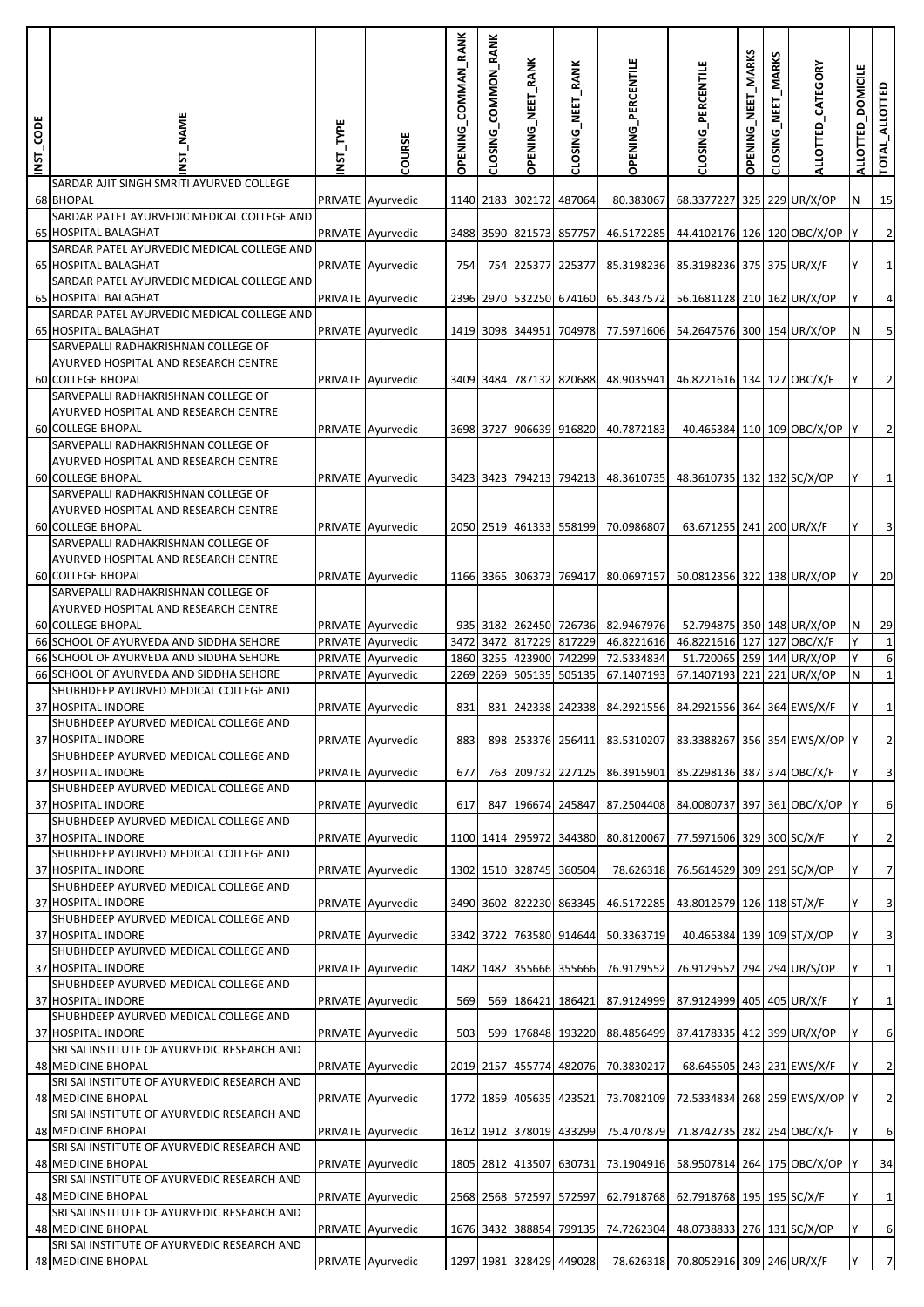| INST_CODE | INST_NAME | INST_TYPE | COURSE | OPENING_COMMAN_RANK | CLOSING_COMMON_RANK | OPENING_NEET_RANK | CLOSING_NEET_RANK | OPENING_PERCENTILE | CLOSING_PERCENTILE | OPENING_NEET_MARKS | CLOSING_NEET_MARKS | ALLOTTED_CATEGORY | ALLOTTED_DOMICILE | TOTAL_ALLOTTED |
|---|---|---|---|---|---|---|---|---|---|---|---|---|---|---|
| 68 | SARDAR AJIT SINGH SMRITI AYURVED COLLEGE BHOPAL | PRIVATE | Ayurvedic | 1140 | 2183 | 302172 | 487064 | 80.383067 | 68.3377227 | 325 | 229 | UR/X/OP | N | 15 |
| 65 | SARDAR PATEL AYURVEDIC MEDICAL COLLEGE AND HOSPITAL BALAGHAT | PRIVATE | Ayurvedic | 3488 | 3590 | 821573 | 857757 | 46.5172285 | 44.4102176 | 126 | 120 | OBC/X/OP | Y | 2 |
| 65 | SARDAR PATEL AYURVEDIC MEDICAL COLLEGE AND HOSPITAL BALAGHAT | PRIVATE | Ayurvedic | 754 | 754 | 225377 | 225377 | 85.3198236 | 85.3198236 | 375 | 375 | UR/X/F | Y | 1 |
| 65 | SARDAR PATEL AYURVEDIC MEDICAL COLLEGE AND HOSPITAL BALAGHAT | PRIVATE | Ayurvedic | 2396 | 2970 | 532250 | 674160 | 65.3437572 | 56.1681128 | 210 | 162 | UR/X/OP | Y | 4 |
| 65 | SARDAR PATEL AYURVEDIC MEDICAL COLLEGE AND HOSPITAL BALAGHAT | PRIVATE | Ayurvedic | 1419 | 3098 | 344951 | 704978 | 77.5971606 | 54.2647576 | 300 | 154 | UR/X/OP | N | 5 |
| 60 | SARVEPALLI RADHAKRISHNAN COLLEGE OF AYURVED HOSPITAL AND RESEARCH CENTRE COLLEGE BHOPAL | PRIVATE | Ayurvedic | 3409 | 3484 | 787132 | 820688 | 48.9035941 | 46.8221616 | 134 | 127 | OBC/X/F | Y | 2 |
| 60 | SARVEPALLI RADHAKRISHNAN COLLEGE OF AYURVED HOSPITAL AND RESEARCH CENTRE COLLEGE BHOPAL | PRIVATE | Ayurvedic | 3698 | 3727 | 906639 | 916820 | 40.7872183 | 40.465384 | 110 | 109 | OBC/X/OP | Y | 2 |
| 60 | SARVEPALLI RADHAKRISHNAN COLLEGE OF AYURVED HOSPITAL AND RESEARCH CENTRE COLLEGE BHOPAL | PRIVATE | Ayurvedic | 3423 | 3423 | 794213 | 794213 | 48.3610735 | 48.3610735 | 132 | 132 | SC/X/OP | Y | 1 |
| 60 | SARVEPALLI RADHAKRISHNAN COLLEGE OF AYURVED HOSPITAL AND RESEARCH CENTRE COLLEGE BHOPAL | PRIVATE | Ayurvedic | 2050 | 2519 | 461333 | 558199 | 70.0986807 | 63.671255 | 241 | 200 | UR/X/F | Y | 3 |
| 60 | SARVEPALLI RADHAKRISHNAN COLLEGE OF AYURVED HOSPITAL AND RESEARCH CENTRE COLLEGE BHOPAL | PRIVATE | Ayurvedic | 1166 | 3365 | 306373 | 769417 | 80.0697157 | 50.0812356 | 322 | 138 | UR/X/OP | Y | 20 |
| 60 | SARVEPALLI RADHAKRISHNAN COLLEGE OF AYURVED HOSPITAL AND RESEARCH CENTRE COLLEGE BHOPAL | PRIVATE | Ayurvedic | 935 | 3182 | 262450 | 726736 | 82.9467976 | 52.794875 | 350 | 148 | UR/X/OP | N | 29 |
| 66 | SCHOOL OF AYURVEDA AND SIDDHA SEHORE | PRIVATE | Ayurvedic | 3472 | 3472 | 817229 | 817229 | 46.8221616 | 46.8221616 | 127 | 127 | OBC/X/F | Y | 1 |
| 66 | SCHOOL OF AYURVEDA AND SIDDHA SEHORE | PRIVATE | Ayurvedic | 1860 | 3255 | 423900 | 742299 | 72.5334834 | 51.720065 | 259 | 144 | UR/X/OP | Y | 6 |
| 66 | SCHOOL OF AYURVEDA AND SIDDHA SEHORE | PRIVATE | Ayurvedic | 2269 | 2269 | 505135 | 505135 | 67.1407193 | 67.1407193 | 221 | 221 | UR/X/OP | N | 1 |
| 37 | SHUBHDEEP AYURVED MEDICAL COLLEGE AND HOSPITAL INDORE | PRIVATE | Ayurvedic | 831 | 831 | 242338 | 242338 | 84.2921556 | 84.2921556 | 364 | 364 | EWS/X/F | Y | 1 |
| 37 | SHUBHDEEP AYURVED MEDICAL COLLEGE AND HOSPITAL INDORE | PRIVATE | Ayurvedic | 883 | 898 | 253376 | 256411 | 83.5310207 | 83.3388267 | 356 | 354 | EWS/X/OP | Y | 2 |
| 37 | SHUBHDEEP AYURVED MEDICAL COLLEGE AND HOSPITAL INDORE | PRIVATE | Ayurvedic | 677 | 763 | 209732 | 227125 | 86.3915901 | 85.2298136 | 387 | 374 | OBC/X/F | Y | 3 |
| 37 | SHUBHDEEP AYURVED MEDICAL COLLEGE AND HOSPITAL INDORE | PRIVATE | Ayurvedic | 617 | 847 | 196674 | 245847 | 87.2504408 | 84.0080737 | 397 | 361 | OBC/X/OP | Y | 6 |
| 37 | SHUBHDEEP AYURVED MEDICAL COLLEGE AND HOSPITAL INDORE | PRIVATE | Ayurvedic | 1100 | 1414 | 295972 | 344380 | 80.8120067 | 77.5971606 | 329 | 300 | SC/X/F | Y | 2 |
| 37 | SHUBHDEEP AYURVED MEDICAL COLLEGE AND HOSPITAL INDORE | PRIVATE | Ayurvedic | 1302 | 1510 | 328745 | 360504 | 78.626318 | 76.5614629 | 309 | 291 | SC/X/OP | Y | 7 |
| 37 | SHUBHDEEP AYURVED MEDICAL COLLEGE AND HOSPITAL INDORE | PRIVATE | Ayurvedic | 3490 | 3602 | 822230 | 863345 | 46.5172285 | 43.8012579 | 126 | 118 | ST/X/F | Y | 3 |
| 37 | SHUBHDEEP AYURVED MEDICAL COLLEGE AND HOSPITAL INDORE | PRIVATE | Ayurvedic | 3342 | 3722 | 763580 | 914644 | 50.3363719 | 40.465384 | 139 | 109 | ST/X/OP | Y | 3 |
| 37 | SHUBHDEEP AYURVED MEDICAL COLLEGE AND HOSPITAL INDORE | PRIVATE | Ayurvedic | 1482 | 1482 | 355666 | 355666 | 76.9129552 | 76.9129552 | 294 | 294 | UR/S/OP | Y | 1 |
| 37 | SHUBHDEEP AYURVED MEDICAL COLLEGE AND HOSPITAL INDORE | PRIVATE | Ayurvedic | 569 | 569 | 186421 | 186421 | 87.9124999 | 87.9124999 | 405 | 405 | UR/X/F | Y | 1 |
| 37 | SHUBHDEEP AYURVED MEDICAL COLLEGE AND HOSPITAL INDORE | PRIVATE | Ayurvedic | 503 | 599 | 176848 | 193220 | 88.4856499 | 87.4178335 | 412 | 399 | UR/X/OP | Y | 6 |
| 48 | SRI SAI INSTITUTE OF AYURVEDIC RESEARCH AND MEDICINE BHOPAL | PRIVATE | Ayurvedic | 2019 | 2157 | 455774 | 482076 | 70.3830217 | 68.645505 | 243 | 231 | EWS/X/F | Y | 2 |
| 48 | SRI SAI INSTITUTE OF AYURVEDIC RESEARCH AND MEDICINE BHOPAL | PRIVATE | Ayurvedic | 1772 | 1859 | 405635 | 423521 | 73.7082109 | 72.5334834 | 268 | 259 | EWS/X/OP | Y | 2 |
| 48 | SRI SAI INSTITUTE OF AYURVEDIC RESEARCH AND MEDICINE BHOPAL | PRIVATE | Ayurvedic | 1612 | 1912 | 378019 | 433299 | 75.4707879 | 71.8742735 | 282 | 254 | OBC/X/F | Y | 6 |
| 48 | SRI SAI INSTITUTE OF AYURVEDIC RESEARCH AND MEDICINE BHOPAL | PRIVATE | Ayurvedic | 1805 | 2812 | 413507 | 630731 | 73.1904916 | 58.9507814 | 264 | 175 | OBC/X/OP | Y | 34 |
| 48 | SRI SAI INSTITUTE OF AYURVEDIC RESEARCH AND MEDICINE BHOPAL | PRIVATE | Ayurvedic | 2568 | 2568 | 572597 | 572597 | 62.7918768 | 62.7918768 | 195 | 195 | SC/X/F | Y | 1 |
| 48 | SRI SAI INSTITUTE OF AYURVEDIC RESEARCH AND MEDICINE BHOPAL | PRIVATE | Ayurvedic | 1676 | 3432 | 388854 | 799135 | 74.7262304 | 48.0738833 | 276 | 131 | SC/X/OP | Y | 6 |
| 48 | SRI SAI INSTITUTE OF AYURVEDIC RESEARCH AND MEDICINE BHOPAL | PRIVATE | Ayurvedic | 1297 | 1981 | 328429 | 449028 | 78.626318 | 70.8052916 | 309 | 246 | UR/X/F | Y | 7 |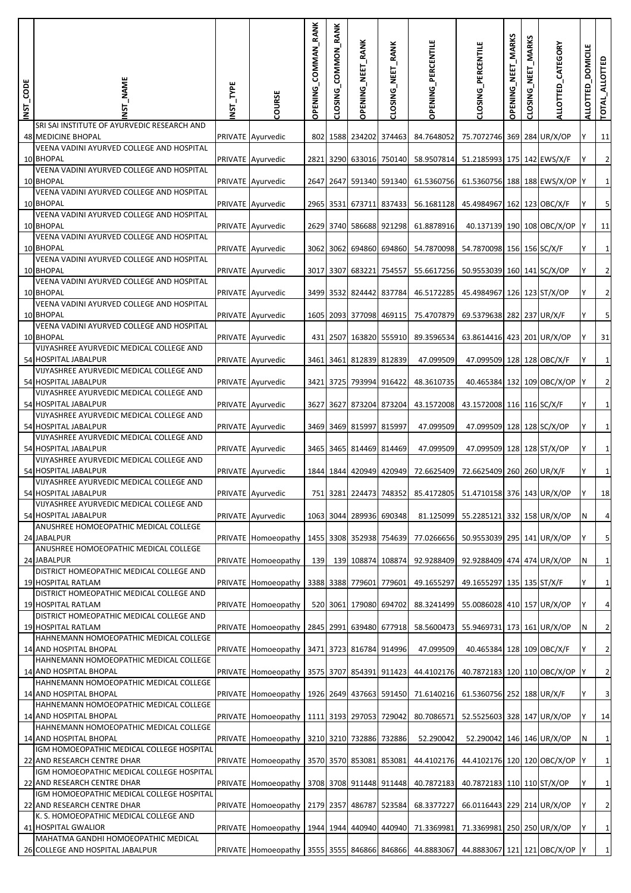| INST_CODE | INST_NAME | INST_TYPE | COURSE | OPENING_COMMAN_RANK | CLOSING_COMMON_RANK | OPENING_NEET_RANK | CLOSING_NEET_RANK | OPENING_PERCENTILE | CLOSING_PERCENTILE | OPENING_NEET_MARKS | CLOSING_NEET_MARKS | ALLOTTED_CATEGORY | ALLOTTED_DOMICILE | TOTAL_ALLOTTED |
|---|---|---|---|---|---|---|---|---|---|---|---|---|---|---|
| 48 | SRI SAI INSTITUTE OF AYURVEDIC RESEARCH AND MEDICINE BHOPAL | PRIVATE | Ayurvedic | 802 | 1588 | 234202 | 374463 | 84.7648052 | 75.7072746 | 369 | 284 | UR/X/OP | Y | 11 |
| 10 | VEENA VADINI AYURVED COLLEGE AND HOSPITAL BHOPAL | PRIVATE | Ayurvedic | 2821 | 3290 | 633016 | 750140 | 58.9507814 | 51.2185993 | 175 | 142 | EWS/X/F | Y | 2 |
| 10 | VEENA VADINI AYURVED COLLEGE AND HOSPITAL BHOPAL | PRIVATE | Ayurvedic | 2647 | 2647 | 591340 | 591340 | 61.5360756 | 61.5360756 | 188 | 188 | EWS/X/OP | Y | 1 |
| 10 | VEENA VADINI AYURVED COLLEGE AND HOSPITAL BHOPAL | PRIVATE | Ayurvedic | 2965 | 3531 | 673711 | 837433 | 56.1681128 | 45.4984967 | 162 | 123 | OBC/X/F | Y | 5 |
| 10 | VEENA VADINI AYURVED COLLEGE AND HOSPITAL BHOPAL | PRIVATE | Ayurvedic | 2629 | 3740 | 586688 | 921298 | 61.8878916 | 40.137139 | 190 | 108 | OBC/X/OP | Y | 11 |
| 10 | VEENA VADINI AYURVED COLLEGE AND HOSPITAL BHOPAL | PRIVATE | Ayurvedic | 3062 | 3062 | 694860 | 694860 | 54.7870098 | 54.7870098 | 156 | 156 | SC/X/F | Y | 1 |
| 10 | VEENA VADINI AYURVED COLLEGE AND HOSPITAL BHOPAL | PRIVATE | Ayurvedic | 3017 | 3307 | 683221 | 754557 | 55.6617256 | 50.9553039 | 160 | 141 | SC/X/OP | Y | 2 |
| 10 | VEENA VADINI AYURVED COLLEGE AND HOSPITAL BHOPAL | PRIVATE | Ayurvedic | 3499 | 3532 | 824442 | 837784 | 46.5172285 | 45.4984967 | 126 | 123 | ST/X/OP | Y | 2 |
| 10 | VEENA VADINI AYURVED COLLEGE AND HOSPITAL BHOPAL | PRIVATE | Ayurvedic | 1605 | 2093 | 377098 | 469115 | 75.4707879 | 69.5379638 | 282 | 237 | UR/X/F | Y | 5 |
| 10 | VEENA VADINI AYURVED COLLEGE AND HOSPITAL BHOPAL | PRIVATE | Ayurvedic | 431 | 2507 | 163820 | 555910 | 89.3596534 | 63.8614416 | 423 | 201 | UR/X/OP | Y | 31 |
| 54 | VIJYASHREE AYURVEDIC MEDICAL COLLEGE AND HOSPITAL JABALPUR | PRIVATE | Ayurvedic | 3461 | 3461 | 812839 | 812839 | 47.099509 | 47.099509 | 128 | 128 | OBC/X/F | Y | 1 |
| 54 | VIJYASHREE AYURVEDIC MEDICAL COLLEGE AND HOSPITAL JABALPUR | PRIVATE | Ayurvedic | 3421 | 3725 | 793994 | 916422 | 48.3610735 | 40.465384 | 132 | 109 | OBC/X/OP | Y | 2 |
| 54 | VIJYASHREE AYURVEDIC MEDICAL COLLEGE AND HOSPITAL JABALPUR | PRIVATE | Ayurvedic | 3627 | 3627 | 873204 | 873204 | 43.1572008 | 43.1572008 | 116 | 116 | SC/X/F | Y | 1 |
| 54 | VIJYASHREE AYURVEDIC MEDICAL COLLEGE AND HOSPITAL JABALPUR | PRIVATE | Ayurvedic | 3469 | 3469 | 815997 | 815997 | 47.099509 | 47.099509 | 128 | 128 | SC/X/OP | Y | 1 |
| 54 | VIJYASHREE AYURVEDIC MEDICAL COLLEGE AND HOSPITAL JABALPUR | PRIVATE | Ayurvedic | 3465 | 3465 | 814469 | 814469 | 47.099509 | 47.099509 | 128 | 128 | ST/X/OP | Y | 1 |
| 54 | VIJYASHREE AYURVEDIC MEDICAL COLLEGE AND HOSPITAL JABALPUR | PRIVATE | Ayurvedic | 1844 | 1844 | 420949 | 420949 | 72.6625409 | 72.6625409 | 260 | 260 | UR/X/F | Y | 1 |
| 54 | VIJYASHREE AYURVEDIC MEDICAL COLLEGE AND HOSPITAL JABALPUR | PRIVATE | Ayurvedic | 751 | 3281 | 224473 | 748352 | 85.4172805 | 51.4710158 | 376 | 143 | UR/X/OP | Y | 18 |
| 54 | VIJYASHREE AYURVEDIC MEDICAL COLLEGE AND HOSPITAL JABALPUR | PRIVATE | Ayurvedic | 1063 | 3044 | 289936 | 690348 | 81.125099 | 55.2285121 | 332 | 158 | UR/X/OP | N | 4 |
| 24 | ANUSHREE HOMOEOPATHIC MEDICAL COLLEGE JABALPUR | PRIVATE | Homoeopathy | 1455 | 3308 | 352938 | 754639 | 77.0266656 | 50.9553039 | 295 | 141 | UR/X/OP | Y | 5 |
| 24 | ANUSHREE HOMOEOPATHIC MEDICAL COLLEGE JABALPUR | PRIVATE | Homoeopathy | 139 | 139 | 108874 | 108874 | 92.9288409 | 92.9288409 | 474 | 474 | UR/X/OP | N | 1 |
| 19 | DISTRICT HOMEOPATHIC MEDICAL COLLEGE AND HOSPITAL RATLAM | PRIVATE | Homoeopathy | 3388 | 3388 | 779601 | 779601 | 49.1655297 | 49.1655297 | 135 | 135 | ST/X/F | Y | 1 |
| 19 | DISTRICT HOMEOPATHIC MEDICAL COLLEGE AND HOSPITAL RATLAM | PRIVATE | Homoeopathy | 520 | 3061 | 179080 | 694702 | 88.3241499 | 55.0086028 | 410 | 157 | UR/X/OP | Y | 4 |
| 19 | DISTRICT HOMEOPATHIC MEDICAL COLLEGE AND HOSPITAL RATLAM | PRIVATE | Homoeopathy | 2845 | 2991 | 639480 | 677918 | 58.5600473 | 55.9469731 | 173 | 161 | UR/X/OP | N | 2 |
| 14 | HAHNEMANN HOMOEOPATHIC MEDICAL COLLEGE AND HOSPITAL BHOPAL | PRIVATE | Homoeopathy | 3471 | 3723 | 816784 | 914996 | 47.099509 | 40.465384 | 128 | 109 | OBC/X/F | Y | 2 |
| 14 | HAHNEMANN HOMOEOPATHIC MEDICAL COLLEGE AND HOSPITAL BHOPAL | PRIVATE | Homoeopathy | 3575 | 3707 | 854391 | 911423 | 44.4102176 | 40.7872183 | 120 | 110 | OBC/X/OP | Y | 2 |
| 14 | HAHNEMANN HOMOEOPATHIC MEDICAL COLLEGE AND HOSPITAL BHOPAL | PRIVATE | Homoeopathy | 1926 | 2649 | 437663 | 591450 | 71.6140216 | 61.5360756 | 252 | 188 | UR/X/F | Y | 3 |
| 14 | HAHNEMANN HOMOEOPATHIC MEDICAL COLLEGE AND HOSPITAL BHOPAL | PRIVATE | Homoeopathy | 1111 | 3193 | 297053 | 729042 | 80.7086571 | 52.5525603 | 328 | 147 | UR/X/OP | Y | 14 |
| 14 | HAHNEMANN HOMOEOPATHIC MEDICAL COLLEGE AND HOSPITAL BHOPAL | PRIVATE | Homoeopathy | 3210 | 3210 | 732886 | 732886 | 52.290042 | 52.290042 | 146 | 146 | UR/X/OP | N | 1 |
| 22 | IGM HOMOEOPATHIC MEDICAL COLLEGE HOSPITAL AND RESEARCH CENTRE DHAR | PRIVATE | Homoeopathy | 3570 | 3570 | 853081 | 853081 | 44.4102176 | 44.4102176 | 120 | 120 | OBC/X/OP | Y | 1 |
| 22 | IGM HOMOEOPATHIC MEDICAL COLLEGE HOSPITAL AND RESEARCH CENTRE DHAR | PRIVATE | Homoeopathy | 3708 | 3708 | 911448 | 911448 | 40.7872183 | 40.7872183 | 110 | 110 | ST/X/OP | Y | 1 |
| 22 | IGM HOMOEOPATHIC MEDICAL COLLEGE HOSPITAL AND RESEARCH CENTRE DHAR | PRIVATE | Homoeopathy | 2179 | 2357 | 486787 | 523584 | 68.3377227 | 66.0116443 | 229 | 214 | UR/X/OP | Y | 2 |
| 41 | K. S. HOMOEOPATHIC MEDICAL COLLEGE AND HOSPITAL GWALIOR | PRIVATE | Homoeopathy | 1944 | 1944 | 440940 | 440940 | 71.3369981 | 71.3369981 | 250 | 250 | UR/X/OP | Y | 1 |
| 26 | MAHATMA GANDHI HOMOEOPATHIC MEDICAL COLLEGE AND HOSPITAL JABALPUR | PRIVATE | Homoeopathy | 3555 | 3555 | 846866 | 846866 | 44.8883067 | 44.8883067 | 121 | 121 | OBC/X/OP | Y | 1 |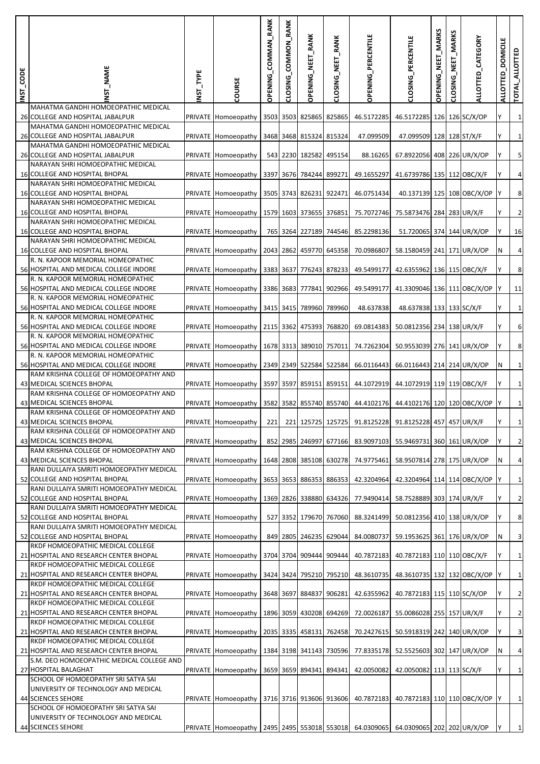| INST_CODE | INST_NAME | INST_TYPE | COURSE | OPENING_COMMAN_RANK | CLOSING_COMMON_RANK | OPENING_NEET_RANK | CLOSING_NEET_RANK | OPENING_PERCENTILE | CLOSING_PERCENTILE | OPENING_NEET_MARKS | CLOSING_NEET_MARKS | ALLOTTED_CATEGORY | ALLOTTED_DOMICILE | TOTAL_ALLOTTED |
|---|---|---|---|---|---|---|---|---|---|---|---|---|---|---|
| 26 | MAHATMA GANDHI HOMOEOPATHIC MEDICAL COLLEGE AND HOSPITAL JABALPUR | PRIVATE | Homoeopathy | 3503 | 3503 | 825865 | 825865 | 46.5172285 | 46.5172285 | 126 | 126 | SC/X/OP | Y | 1 |
| 26 | MAHATMA GANDHI HOMOEOPATHIC MEDICAL COLLEGE AND HOSPITAL JABALPUR | PRIVATE | Homoeopathy | 3468 | 3468 | 815324 | 815324 | 47.099509 | 47.099509 | 128 | 128 | ST/X/F | Y | 1 |
| 26 | MAHATMA GANDHI HOMOEOPATHIC MEDICAL COLLEGE AND HOSPITAL JABALPUR | PRIVATE | Homoeopathy | 543 | 2230 | 182582 | 495154 | 88.16265 | 67.8922056 | 408 | 226 | UR/X/OP | Y | 5 |
| 16 | NARAYAN SHRI HOMOEOPATHIC MEDICAL COLLEGE AND HOSPITAL BHOPAL | PRIVATE | Homoeopathy | 3397 | 3676 | 784244 | 899271 | 49.1655297 | 41.6739786 | 135 | 112 | OBC/X/F | Y | 4 |
| 16 | NARAYAN SHRI HOMOEOPATHIC MEDICAL COLLEGE AND HOSPITAL BHOPAL | PRIVATE | Homoeopathy | 3505 | 3743 | 826231 | 922471 | 46.0751434 | 40.137139 | 125 | 108 | OBC/X/OP | Y | 8 |
| 16 | NARAYAN SHRI HOMOEOPATHIC MEDICAL COLLEGE AND HOSPITAL BHOPAL | PRIVATE | Homoeopathy | 1579 | 1603 | 373655 | 376851 | 75.7072746 | 75.5873476 | 284 | 283 | UR/X/F | Y | 2 |
| 16 | NARAYAN SHRI HOMOEOPATHIC MEDICAL COLLEGE AND HOSPITAL BHOPAL | PRIVATE | Homoeopathy | 765 | 3264 | 227189 | 744546 | 85.2298136 | 51.720065 | 374 | 144 | UR/X/OP | Y | 16 |
| 16 | NARAYAN SHRI HOMOEOPATHIC MEDICAL COLLEGE AND HOSPITAL BHOPAL | PRIVATE | Homoeopathy | 2043 | 2862 | 459770 | 645358 | 70.0986807 | 58.1580459 | 241 | 171 | UR/X/OP | N | 4 |
| 56 | R. N. KAPOOR MEMORIAL HOMEOPATHIC HOSPITAL AND MEDICAL COLLEGE INDORE | PRIVATE | Homoeopathy | 3383 | 3637 | 776243 | 878233 | 49.5499177 | 42.6355962 | 136 | 115 | OBC/X/F | Y | 8 |
| 56 | R. N. KAPOOR MEMORIAL HOMEOPATHIC HOSPITAL AND MEDICAL COLLEGE INDORE | PRIVATE | Homoeopathy | 3386 | 3683 | 777841 | 902966 | 49.5499177 | 41.3309046 | 136 | 111 | OBC/X/OP | Y | 11 |
| 56 | R. N. KAPOOR MEMORIAL HOMEOPATHIC HOSPITAL AND MEDICAL COLLEGE INDORE | PRIVATE | Homoeopathy | 3415 | 3415 | 789960 | 789960 | 48.637838 | 48.637838 | 133 | 133 | SC/X/F | Y | 1 |
| 56 | R. N. KAPOOR MEMORIAL HOMEOPATHIC HOSPITAL AND MEDICAL COLLEGE INDORE | PRIVATE | Homoeopathy | 2115 | 3362 | 475393 | 768820 | 69.0814383 | 50.0812356 | 234 | 138 | UR/X/F | Y | 6 |
| 56 | R. N. KAPOOR MEMORIAL HOMEOPATHIC HOSPITAL AND MEDICAL COLLEGE INDORE | PRIVATE | Homoeopathy | 1678 | 3313 | 389010 | 757011 | 74.7262304 | 50.9553039 | 276 | 141 | UR/X/OP | Y | 8 |
| 56 | R. N. KAPOOR MEMORIAL HOMEOPATHIC HOSPITAL AND MEDICAL COLLEGE INDORE | PRIVATE | Homoeopathy | 2349 | 2349 | 522584 | 522584 | 66.0116443 | 66.0116443 | 214 | 214 | UR/X/OP | N | 1 |
| 43 | RAM KRISHNA COLLEGE OF HOMOEOPATHY AND MEDICAL SCIENCES BHOPAL | PRIVATE | Homoeopathy | 3597 | 3597 | 859151 | 859151 | 44.1072919 | 44.1072919 | 119 | 119 | OBC/X/F | Y | 1 |
| 43 | RAM KRISHNA COLLEGE OF HOMOEOPATHY AND MEDICAL SCIENCES BHOPAL | PRIVATE | Homoeopathy | 3582 | 3582 | 855740 | 855740 | 44.4102176 | 44.4102176 | 120 | 120 | OBC/X/OP | Y | 1 |
| 43 | RAM KRISHNA COLLEGE OF HOMOEOPATHY AND MEDICAL SCIENCES BHOPAL | PRIVATE | Homoeopathy | 221 | 221 | 125725 | 125725 | 91.8125228 | 91.8125228 | 457 | 457 | UR/X/F | Y | 1 |
| 43 | RAM KRISHNA COLLEGE OF HOMOEOPATHY AND MEDICAL SCIENCES BHOPAL | PRIVATE | Homoeopathy | 852 | 2985 | 246997 | 677166 | 83.9097103 | 55.9469731 | 360 | 161 | UR/X/OP | Y | 2 |
| 43 | RAM KRISHNA COLLEGE OF HOMOEOPATHY AND MEDICAL SCIENCES BHOPAL | PRIVATE | Homoeopathy | 1648 | 2808 | 385108 | 630278 | 74.9775461 | 58.9507814 | 278 | 175 | UR/X/OP | N | 4 |
| 52 | RANI DULLAIYA SMRITI HOMOEOPATHIC MEDICAL COLLEGE AND HOSPITAL BHOPAL | PRIVATE | Homoeopathy | 3653 | 3653 | 886353 | 886353 | 42.3204964 | 42.3204964 | 114 | 114 | OBC/X/OP | Y | 1 |
| 52 | RANI DULLAIYA SMRITI HOMOEOPATHY MEDICAL COLLEGE AND HOSPITAL BHOPAL | PRIVATE | Homoeopathy | 1369 | 2826 | 338880 | 634326 | 77.9490414 | 58.7528889 | 303 | 174 | UR/X/F | Y | 2 |
| 52 | RANI DULLAIYA SMRITI HOMOEOPATHY MEDICAL COLLEGE AND HOSPITAL BHOPAL | PRIVATE | Homoeopathy | 527 | 3352 | 179670 | 767060 | 88.3241499 | 50.0812356 | 410 | 138 | UR/X/OP | Y | 8 |
| 52 | RANI DULLAIYA SMRITI HOMOEOPATHY MEDICAL COLLEGE AND HOSPITAL BHOPAL | PRIVATE | Homoeopathy | 849 | 2805 | 246235 | 629044 | 84.0080737 | 59.1953625 | 361 | 176 | UR/X/OP | N | 3 |
| 21 | RKDF HOMOEOPATHIC MEDICAL COLLEGE HOSPITAL AND RESEARCH CENTER BHOPAL | PRIVATE | Homoeopathy | 3704 | 3704 | 909444 | 909444 | 40.7872183 | 40.7872183 | 110 | 110 | OBC/X/F | Y | 1 |
| 21 | RKDF HOMOEOPATHIC MEDICAL COLLEGE HOSPITAL AND RESEARCH CENTER BHOPAL | PRIVATE | Homoeopathy | 3424 | 3424 | 795210 | 795210 | 48.3610735 | 48.3610735 | 132 | 132 | OBC/X/OP | Y | 1 |
| 21 | RKDF HOMOEOPATHIC MEDICAL COLLEGE HOSPITAL AND RESEARCH CENTER BHOPAL | PRIVATE | Homoeopathy | 3648 | 3697 | 884837 | 906281 | 42.6355962 | 40.7872183 | 115 | 110 | SC/X/OP | Y | 2 |
| 21 | RKDF HOMOEOPATHIC MEDICAL COLLEGE HOSPITAL AND RESEARCH CENTER BHOPAL | PRIVATE | Homoeopathy | 1896 | 3059 | 430208 | 694269 | 72.0026187 | 55.0086028 | 255 | 157 | UR/X/F | Y | 2 |
| 21 | RKDF HOMOEOPATHIC MEDICAL COLLEGE HOSPITAL AND RESEARCH CENTER BHOPAL | PRIVATE | Homoeopathy | 2035 | 3335 | 458131 | 762458 | 70.2427615 | 50.5918319 | 242 | 140 | UR/X/OP | Y | 3 |
| 21 | RKDF HOMOEOPATHIC MEDICAL COLLEGE HOSPITAL AND RESEARCH CENTER BHOPAL | PRIVATE | Homoeopathy | 1384 | 3198 | 341143 | 730596 | 77.8335178 | 52.5525603 | 302 | 147 | UR/X/OP | N | 4 |
| 27 | S.M. DEO HOMOEOPATHIC MEDICAL COLLEGE AND HOSPITAL BALAGHAT | PRIVATE | Homoeopathy | 3659 | 3659 | 894341 | 894341 | 42.0050082 | 42.0050082 | 113 | 113 | SC/X/F | Y | 1 |
| 44 | SCHOOL OF HOMOEOPATHY SRI SATYA SAI UNIVERSITY OF TECHNOLOGY AND MEDICAL SCIENCES SEHORE | PRIVATE | Homoeopathy | 3716 | 3716 | 913606 | 913606 | 40.7872183 | 40.7872183 | 110 | 110 | OBC/X/OP | Y | 1 |
| 44 | SCHOOL OF HOMOEOPATHY SRI SATYA SAI UNIVERSITY OF TECHNOLOGY AND MEDICAL SCIENCES SEHORE | PRIVATE | Homoeopathy | 2495 | 2495 | 553018 | 553018 | 64.0309065 | 64.0309065 | 202 | 202 | UR/X/OP | Y | 1 |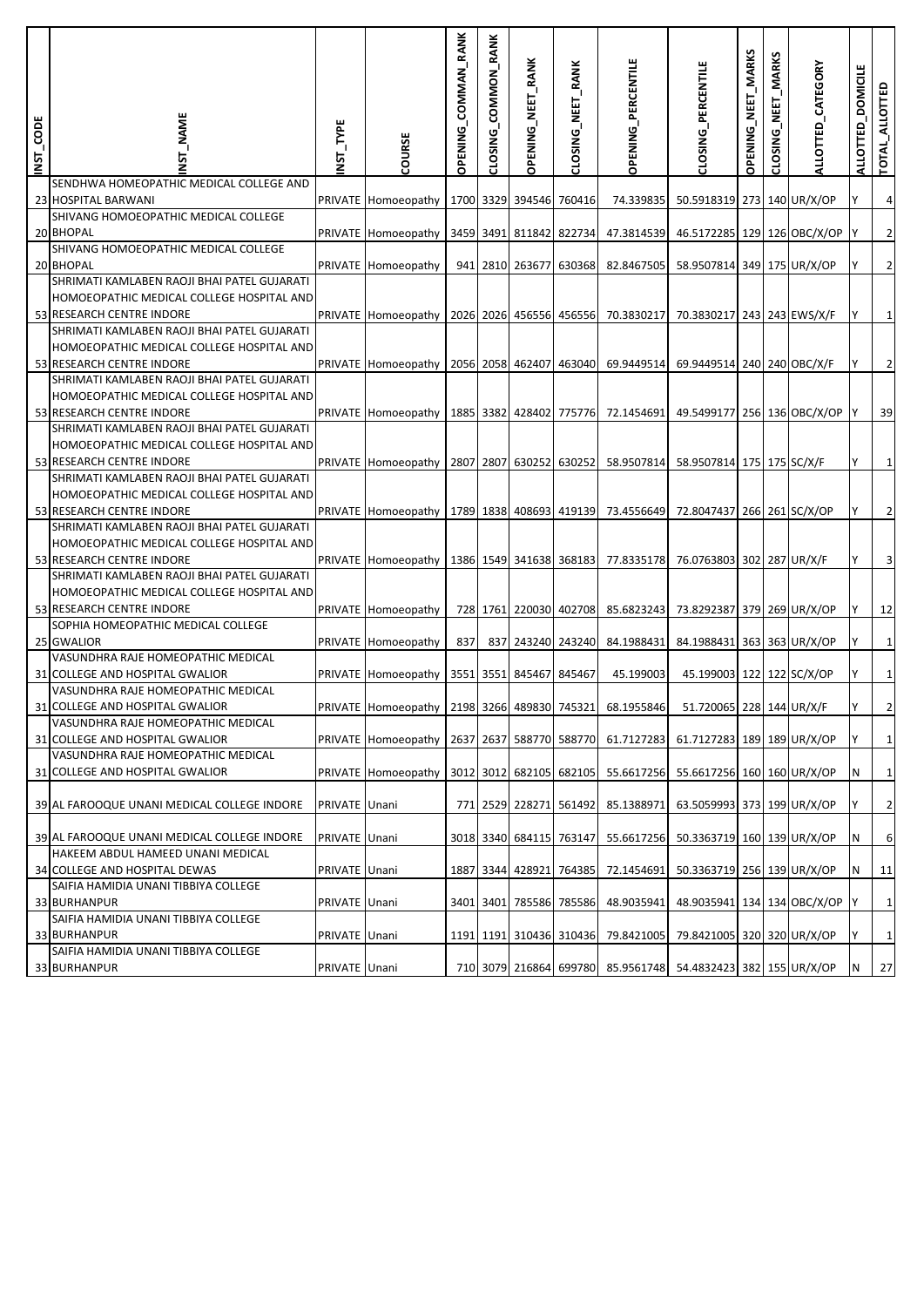| INST_CODE | INST_NAME | INST_TYPE | COURSE | OPENING_COMMAN_RANK | CLOSING_COMMON_RANK | OPENING_NEET_RANK | CLOSING_NEET_RANK | OPENING_PERCENTILE | CLOSING_PERCENTILE | OPENING_NEET_MARKS | CLOSING_NEET_MARKS | ALLOTTED_CATEGORY | ALLOTTED_DOMICILE | TOTAL_ALLOTTED |
|---|---|---|---|---|---|---|---|---|---|---|---|---|---|---|
| 23 | SENDHWA HOMEOPATHIC MEDICAL COLLEGE AND HOSPITAL BARWANI | PRIVATE | Homoeopathy | 1700 | 3329 | 394546 | 760416 | 74.339835 | 50.5918319 | 273 | 140 | UR/X/OP | Y | 4 |
| 20 | SHIVANG HOMOEOPATHIC MEDICAL COLLEGE BHOPAL | PRIVATE | Homoeopathy | 3459 | 3491 | 811842 | 822734 | 47.3814539 | 46.5172285 | 129 | 126 | OBC/X/OP | Y | 2 |
| 20 | SHIVANG HOMOEOPATHIC MEDICAL COLLEGE BHOPAL | PRIVATE | Homoeopathy | 941 | 2810 | 263677 | 630368 | 82.8467505 | 58.9507814 | 349 | 175 | UR/X/OP | Y | 2 |
| 53 | SHRIMATI KAMLABEN RAOJI BHAI PATEL GUJARATI HOMOEOPATHIC MEDICAL COLLEGE HOSPITAL AND RESEARCH CENTRE INDORE | PRIVATE | Homoeopathy | 2026 | 2026 | 456556 | 456556 | 70.3830217 | 70.3830217 | 243 | 243 | EWS/X/F | Y | 1 |
| 53 | SHRIMATI KAMLABEN RAOJI BHAI PATEL GUJARATI HOMOEOPATHIC MEDICAL COLLEGE HOSPITAL AND RESEARCH CENTRE INDORE | PRIVATE | Homoeopathy | 2056 | 2058 | 462407 | 463040 | 69.9449514 | 69.9449514 | 240 | 240 | OBC/X/F | Y | 2 |
| 53 | SHRIMATI KAMLABEN RAOJI BHAI PATEL GUJARATI HOMOEOPATHIC MEDICAL COLLEGE HOSPITAL AND RESEARCH CENTRE INDORE | PRIVATE | Homoeopathy | 1885 | 3382 | 428402 | 775776 | 72.1454691 | 49.5499177 | 256 | 136 | OBC/X/OP | Y | 39 |
| 53 | SHRIMATI KAMLABEN RAOJI BHAI PATEL GUJARATI HOMOEOPATHIC MEDICAL COLLEGE HOSPITAL AND RESEARCH CENTRE INDORE | PRIVATE | Homoeopathy | 2807 | 2807 | 630252 | 630252 | 58.9507814 | 58.9507814 | 175 | 175 | SC/X/F | Y | 1 |
| 53 | SHRIMATI KAMLABEN RAOJI BHAI PATEL GUJARATI HOMOEOPATHIC MEDICAL COLLEGE HOSPITAL AND RESEARCH CENTRE INDORE | PRIVATE | Homoeopathy | 1789 | 1838 | 408693 | 419139 | 73.4556649 | 72.8047437 | 266 | 261 | SC/X/OP | Y | 2 |
| 53 | SHRIMATI KAMLABEN RAOJI BHAI PATEL GUJARATI HOMOEOPATHIC MEDICAL COLLEGE HOSPITAL AND RESEARCH CENTRE INDORE | PRIVATE | Homoeopathy | 1386 | 1549 | 341638 | 368183 | 77.8335178 | 76.0763803 | 302 | 287 | UR/X/F | Y | 3 |
| 53 | SHRIMATI KAMLABEN RAOJI BHAI PATEL GUJARATI HOMOEOPATHIC MEDICAL COLLEGE HOSPITAL AND RESEARCH CENTRE INDORE | PRIVATE | Homoeopathy | 728 | 1761 | 220030 | 402708 | 85.6823243 | 73.8292387 | 379 | 269 | UR/X/OP | Y | 12 |
| 25 | SOPHIA HOMEOPATHIC MEDICAL COLLEGE GWALIOR | PRIVATE | Homoeopathy | 837 | 837 | 243240 | 243240 | 84.1988431 | 84.1988431 | 363 | 363 | UR/X/OP | Y | 1 |
| 31 | VASUNDHRA RAJE HOMEOPATHIC MEDICAL COLLEGE AND HOSPITAL GWALIOR | PRIVATE | Homoeopathy | 3551 | 3551 | 845467 | 845467 | 45.199003 | 45.199003 | 122 | 122 | SC/X/OP | Y | 1 |
| 31 | VASUNDHRA RAJE HOMEOPATHIC MEDICAL COLLEGE AND HOSPITAL GWALIOR | PRIVATE | Homoeopathy | 2198 | 3266 | 489830 | 745321 | 68.1955846 | 51.720065 | 228 | 144 | UR/X/F | Y | 2 |
| 31 | VASUNDHRA RAJE HOMEOPATHIC MEDICAL COLLEGE AND HOSPITAL GWALIOR | PRIVATE | Homoeopathy | 2637 | 2637 | 588770 | 588770 | 61.7127283 | 61.7127283 | 189 | 189 | UR/X/OP | Y | 1 |
| 31 | VASUNDHRA RAJE HOMEOPATHIC MEDICAL COLLEGE AND HOSPITAL GWALIOR | PRIVATE | Homoeopathy | 3012 | 3012 | 682105 | 682105 | 55.6617256 | 55.6617256 | 160 | 160 | UR/X/OP | N | 1 |
| 39 | AL FAROOQUE UNANI MEDICAL COLLEGE INDORE | PRIVATE | Unani | 771 | 2529 | 228271 | 561492 | 85.1388971 | 63.5059993 | 373 | 199 | UR/X/OP | Y | 2 |
| 39 | AL FAROOQUE UNANI MEDICAL COLLEGE INDORE | PRIVATE | Unani | 3018 | 3340 | 684115 | 763147 | 55.6617256 | 50.3363719 | 160 | 139 | UR/X/OP | N | 6 |
| 34 | HAKEEM ABDUL HAMEED UNANI MEDICAL COLLEGE AND HOSPITAL DEWAS | PRIVATE | Unani | 1887 | 3344 | 428921 | 764385 | 72.1454691 | 50.3363719 | 256 | 139 | UR/X/OP | N | 11 |
| 33 | SAIFIA HAMIDIA UNANI TIBBIYA COLLEGE BURHANPUR | PRIVATE | Unani | 3401 | 3401 | 785586 | 785586 | 48.9035941 | 48.9035941 | 134 | 134 | OBC/X/OP | Y | 1 |
| 33 | SAIFIA HAMIDIA UNANI TIBBIYA COLLEGE BURHANPUR | PRIVATE | Unani | 1191 | 1191 | 310436 | 310436 | 79.8421005 | 79.8421005 | 320 | 320 | UR/X/OP | Y | 1 |
| 33 | SAIFIA HAMIDIA UNANI TIBBIYA COLLEGE BURHANPUR | PRIVATE | Unani | 710 | 3079 | 216864 | 699780 | 85.9561748 | 54.4832423 | 382 | 155 | UR/X/OP | N | 27 |